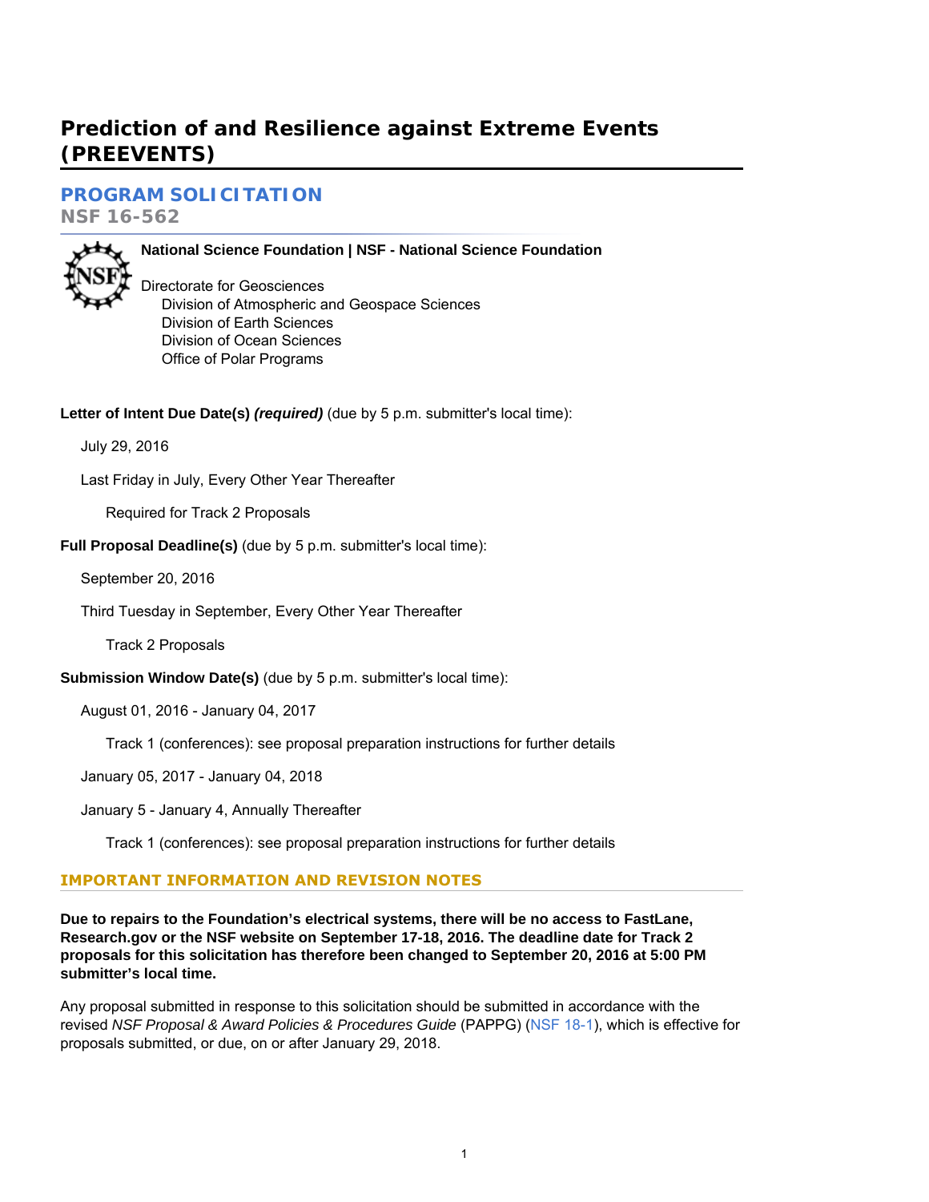# Prediction of and Resilience against Extreme Events (PREEVENTS)

## PROGRAM SOLICITATION

**NSF 16-562**

**National Science Foundation | NSF - National Science Foundation**

Directorate for Geosciences
  Division of Atmospheric and Geospace Sciences
  Division of Earth Sciences
  Division of Ocean Sciences
  Office of Polar Programs

**Letter of Intent Due Date(s)** ***(required)*** (due by 5 p.m. submitter's local time):

July 29, 2016

Last Friday in July, Every Other Year Thereafter

Required for Track 2 Proposals

**Full Proposal Deadline(s)** (due by 5 p.m. submitter's local time):

September 20, 2016

Third Tuesday in September, Every Other Year Thereafter

Track 2 Proposals

**Submission Window Date(s)** (due by 5 p.m. submitter's local time):

August 01, 2016 - January 04, 2017

Track 1 (conferences): see proposal preparation instructions for further details

January 05, 2017 - January 04, 2018

January 5 - January 4, Annually Thereafter

Track 1 (conferences): see proposal preparation instructions for further details

## IMPORTANT INFORMATION AND REVISION NOTES

**Due to repairs to the Foundation's electrical systems, there will be no access to FastLane, Research.gov or the NSF website on September 17-18, 2016. The deadline date for Track 2 proposals for this solicitation has therefore been changed to September 20, 2016 at 5:00 PM submitter's local time.**

Any proposal submitted in response to this solicitation should be submitted in accordance with the revised *NSF Proposal & Award Policies & Procedures Guide* (PAPPG) (NSF 18-1), which is effective for proposals submitted, or due, on or after January 29, 2018.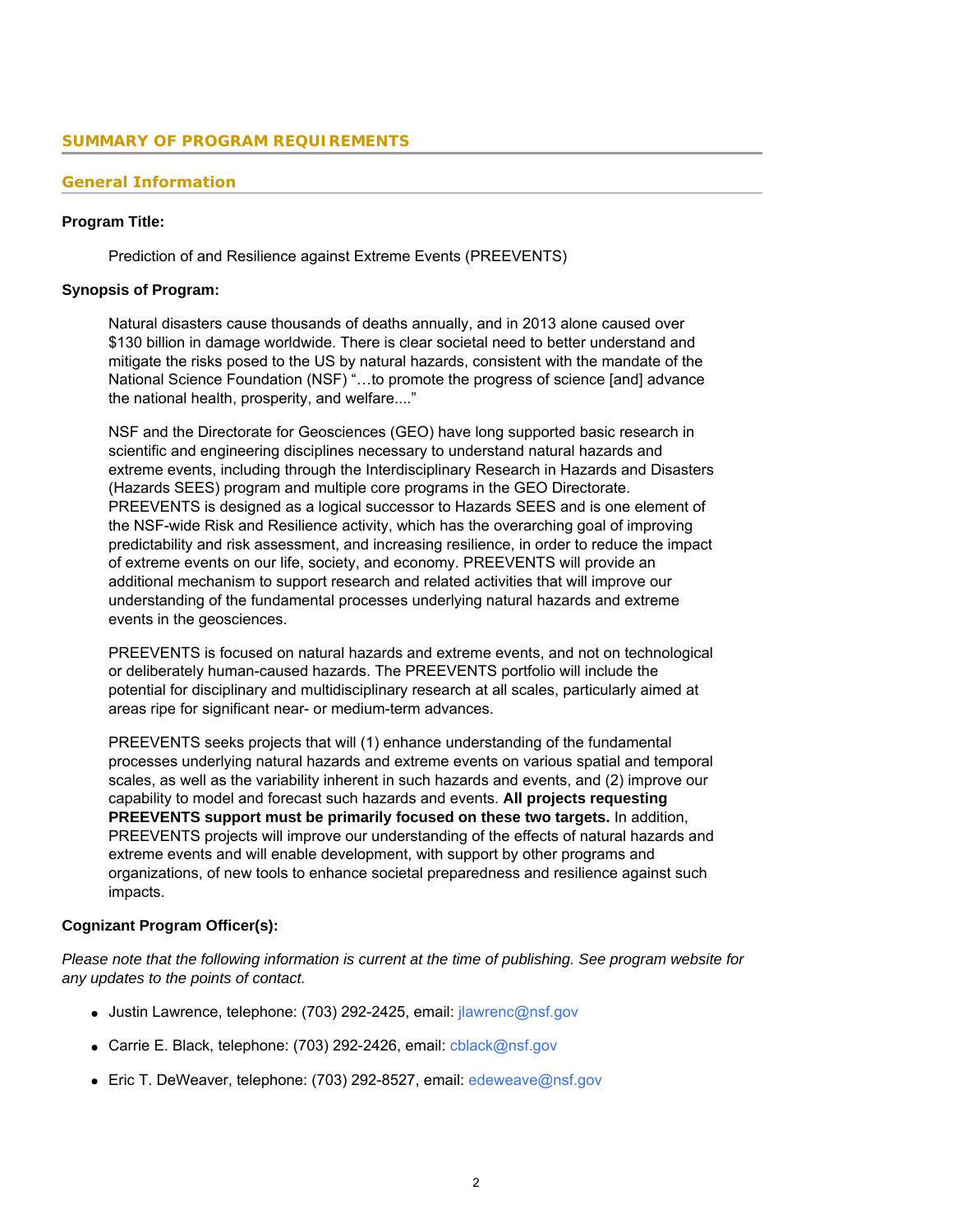## SUMMARY OF PROGRAM REQUIREMENTS

### General Information

**Program Title:**

Prediction of and Resilience against Extreme Events (PREEVENTS)

**Synopsis of Program:**

Natural disasters cause thousands of deaths annually, and in 2013 alone caused over $130 billion in damage worldwide. There is clear societal need to better understand and mitigate the risks posed to the US by natural hazards, consistent with the mandate of the National Science Foundation (NSF) "…to promote the progress of science [and] advance the national health, prosperity, and welfare...."

NSF and the Directorate for Geosciences (GEO) have long supported basic research in scientific and engineering disciplines necessary to understand natural hazards and extreme events, including through the Interdisciplinary Research in Hazards and Disasters (Hazards SEES) program and multiple core programs in the GEO Directorate. PREEVENTS is designed as a logical successor to Hazards SEES and is one element of the NSF-wide Risk and Resilience activity, which has the overarching goal of improving predictability and risk assessment, and increasing resilience, in order to reduce the impact of extreme events on our life, society, and economy. PREEVENTS will provide an additional mechanism to support research and related activities that will improve our understanding of the fundamental processes underlying natural hazards and extreme events in the geosciences.

PREEVENTS is focused on natural hazards and extreme events, and not on technological or deliberately human-caused hazards. The PREEVENTS portfolio will include the potential for disciplinary and multidisciplinary research at all scales, particularly aimed at areas ripe for significant near- or medium-term advances.

PREEVENTS seeks projects that will (1) enhance understanding of the fundamental processes underlying natural hazards and extreme events on various spatial and temporal scales, as well as the variability inherent in such hazards and events, and (2) improve our capability to model and forecast such hazards and events. **All projects requesting PREEVENTS support must be primarily focused on these two targets.** In addition, PREEVENTS projects will improve our understanding of the effects of natural hazards and extreme events and will enable development, with support by other programs and organizations, of new tools to enhance societal preparedness and resilience against such impacts.

**Cognizant Program Officer(s):**

*Please note that the following information is current at the time of publishing. See program website for any updates to the points of contact.*

- Justin Lawrence, telephone: (703) 292-2425, email: jlawrenc@nsf.gov
- Carrie E. Black, telephone: (703) 292-2426, email: cblack@nsf.gov
- Eric T. DeWeaver, telephone: (703) 292-8527, email: edeweave@nsf.gov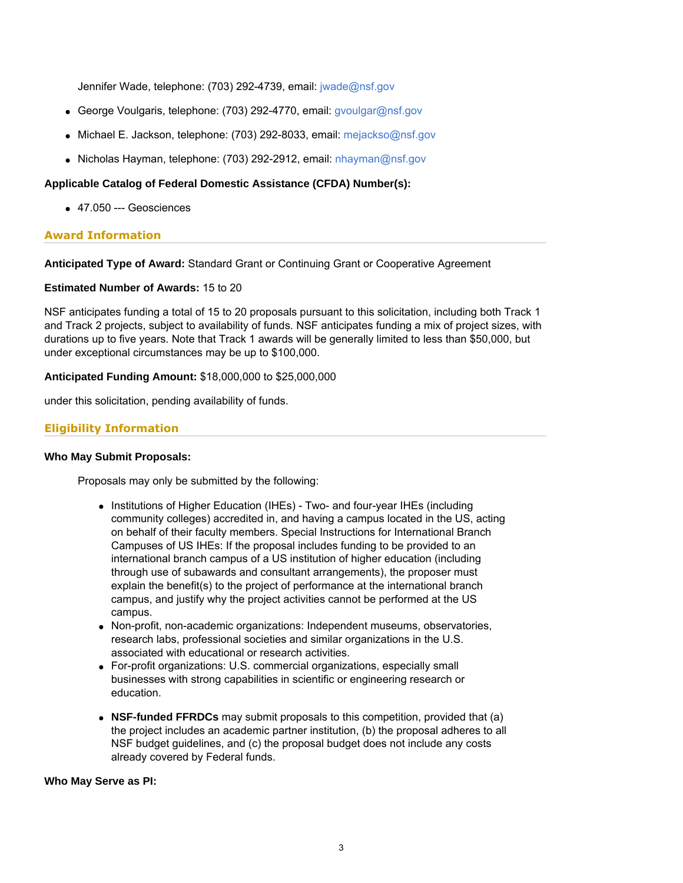Jennifer Wade, telephone: (703) 292-4739, email: jwade@nsf.gov

- George Voulgaris, telephone: (703) 292-4770, email: gvoulgar@nsf.gov
- Michael E. Jackson, telephone: (703) 292-8033, email: mejackso@nsf.gov
- Nicholas Hayman, telephone: (703) 292-2912, email: nhayman@nsf.gov

**Applicable Catalog of Federal Domestic Assistance (CFDA) Number(s):**

- 47.050 --- Geosciences

## Award Information

**Anticipated Type of Award:** Standard Grant or Continuing Grant or Cooperative Agreement

**Estimated Number of Awards:** 15 to 20

NSF anticipates funding a total of 15 to 20 proposals pursuant to this solicitation, including both Track 1 and Track 2 projects, subject to availability of funds. NSF anticipates funding a mix of project sizes, with durations up to five years. Note that Track 1 awards will be generally limited to less than $50,000, but under exceptional circumstances may be up to $100,000.

**Anticipated Funding Amount:** $18,000,000 to $25,000,000

under this solicitation, pending availability of funds.

## Eligibility Information

**Who May Submit Proposals:**

Proposals may only be submitted by the following:

- Institutions of Higher Education (IHEs) - Two- and four-year IHEs (including community colleges) accredited in, and having a campus located in the US, acting on behalf of their faculty members. Special Instructions for International Branch Campuses of US IHEs: If the proposal includes funding to be provided to an international branch campus of a US institution of higher education (including through use of subawards and consultant arrangements), the proposer must explain the benefit(s) to the project of performance at the international branch campus, and justify why the project activities cannot be performed at the US campus.
- Non-profit, non-academic organizations: Independent museums, observatories, research labs, professional societies and similar organizations in the U.S. associated with educational or research activities.
- For-profit organizations: U.S. commercial organizations, especially small businesses with strong capabilities in scientific or engineering research or education.
- **NSF-funded FFRDCs** may submit proposals to this competition, provided that (a) the project includes an academic partner institution, (b) the proposal adheres to all NSF budget guidelines, and (c) the proposal budget does not include any costs already covered by Federal funds.

**Who May Serve as PI:**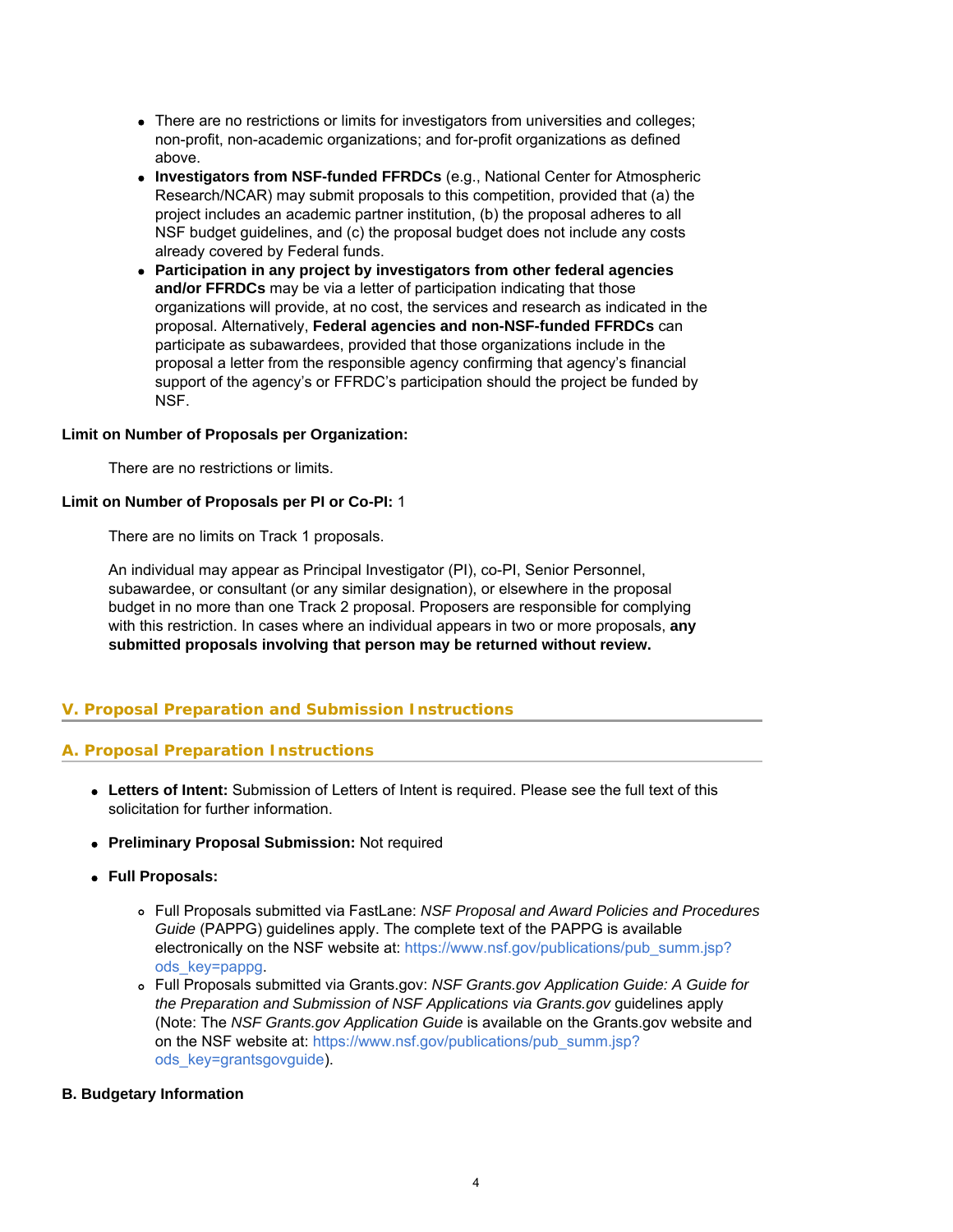- There are no restrictions or limits for investigators from universities and colleges; non-profit, non-academic organizations; and for-profit organizations as defined above.
- **Investigators from NSF-funded FFRDCs** (e.g., National Center for Atmospheric Research/NCAR) may submit proposals to this competition, provided that (a) the project includes an academic partner institution, (b) the proposal adheres to all NSF budget guidelines, and (c) the proposal budget does not include any costs already covered by Federal funds.
- **Participation in any project by investigators from other federal agencies and/or FFRDCs** may be via a letter of participation indicating that those organizations will provide, at no cost, the services and research as indicated in the proposal. Alternatively, **Federal agencies and non-NSF-funded FFRDCs** can participate as subawardees, provided that those organizations include in the proposal a letter from the responsible agency confirming that agency's financial support of the agency's or FFRDC's participation should the project be funded by NSF.

**Limit on Number of Proposals per Organization:**

There are no restrictions or limits.

**Limit on Number of Proposals per PI or Co-PI:** 1

There are no limits on Track 1 proposals.

An individual may appear as Principal Investigator (PI), co-PI, Senior Personnel, subawardee, or consultant (or any similar designation), or elsewhere in the proposal budget in no more than one Track 2 proposal. Proposers are responsible for complying with this restriction. In cases where an individual appears in two or more proposals, **any submitted proposals involving that person may be returned without review.**

## V. Proposal Preparation and Submission Instructions

### A. Proposal Preparation Instructions

- **Letters of Intent:** Submission of Letters of Intent is required. Please see the full text of this solicitation for further information.
- **Preliminary Proposal Submission:** Not required
- **Full Proposals:**
  - Full Proposals submitted via FastLane: *NSF Proposal and Award Policies and Procedures Guide* (PAPPG) guidelines apply. The complete text of the PAPPG is available electronically on the NSF website at: https://www.nsf.gov/publications/pub_summ.jsp?ods_key=pappg.
  - Full Proposals submitted via Grants.gov: *NSF Grants.gov Application Guide: A Guide for the Preparation and Submission of NSF Applications via Grants.gov* guidelines apply (Note: The *NSF Grants.gov Application Guide* is available on the Grants.gov website and on the NSF website at: https://www.nsf.gov/publications/pub_summ.jsp?ods_key=grantsgovguide).

**B. Budgetary Information**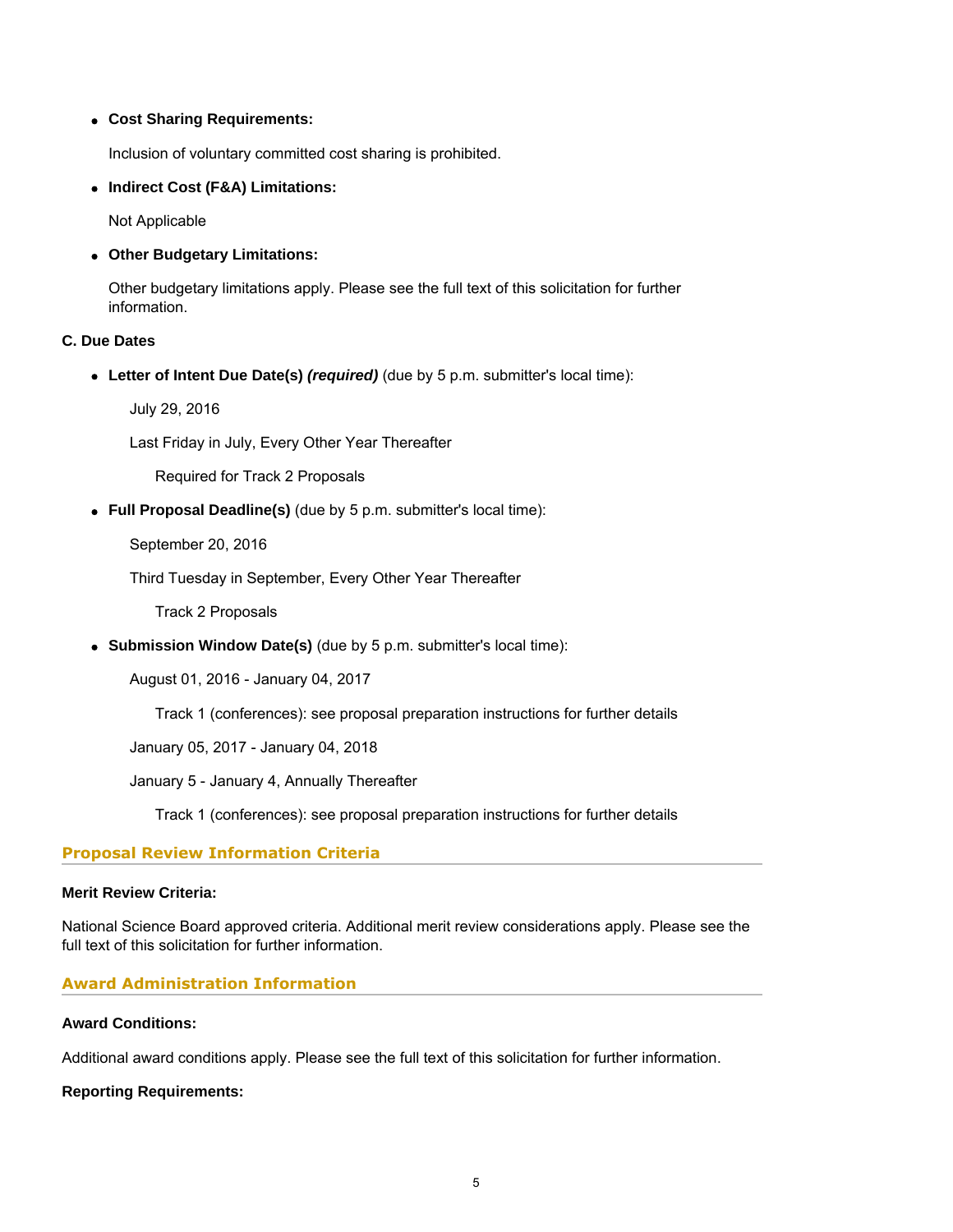- **Cost Sharing Requirements:**

  Inclusion of voluntary committed cost sharing is prohibited.

- **Indirect Cost (F&A) Limitations:**

  Not Applicable

- **Other Budgetary Limitations:**

  Other budgetary limitations apply. Please see the full text of this solicitation for further information.

**C. Due Dates**

- **Letter of Intent Due Date(s)** ***(required)*** (due by 5 p.m. submitter's local time):

  July 29, 2016

  Last Friday in July, Every Other Year Thereafter

  Required for Track 2 Proposals

- **Full Proposal Deadline(s)** (due by 5 p.m. submitter's local time):

  September 20, 2016

  Third Tuesday in September, Every Other Year Thereafter

  Track 2 Proposals

- **Submission Window Date(s)** (due by 5 p.m. submitter's local time):

  August 01, 2016 - January 04, 2017

  Track 1 (conferences): see proposal preparation instructions for further details

  January 05, 2017 - January 04, 2018

  January 5 - January 4, Annually Thereafter

  Track 1 (conferences): see proposal preparation instructions for further details

## Proposal Review Information Criteria

**Merit Review Criteria:**

National Science Board approved criteria. Additional merit review considerations apply. Please see the full text of this solicitation for further information.

## Award Administration Information

**Award Conditions:**

Additional award conditions apply. Please see the full text of this solicitation for further information.

**Reporting Requirements:**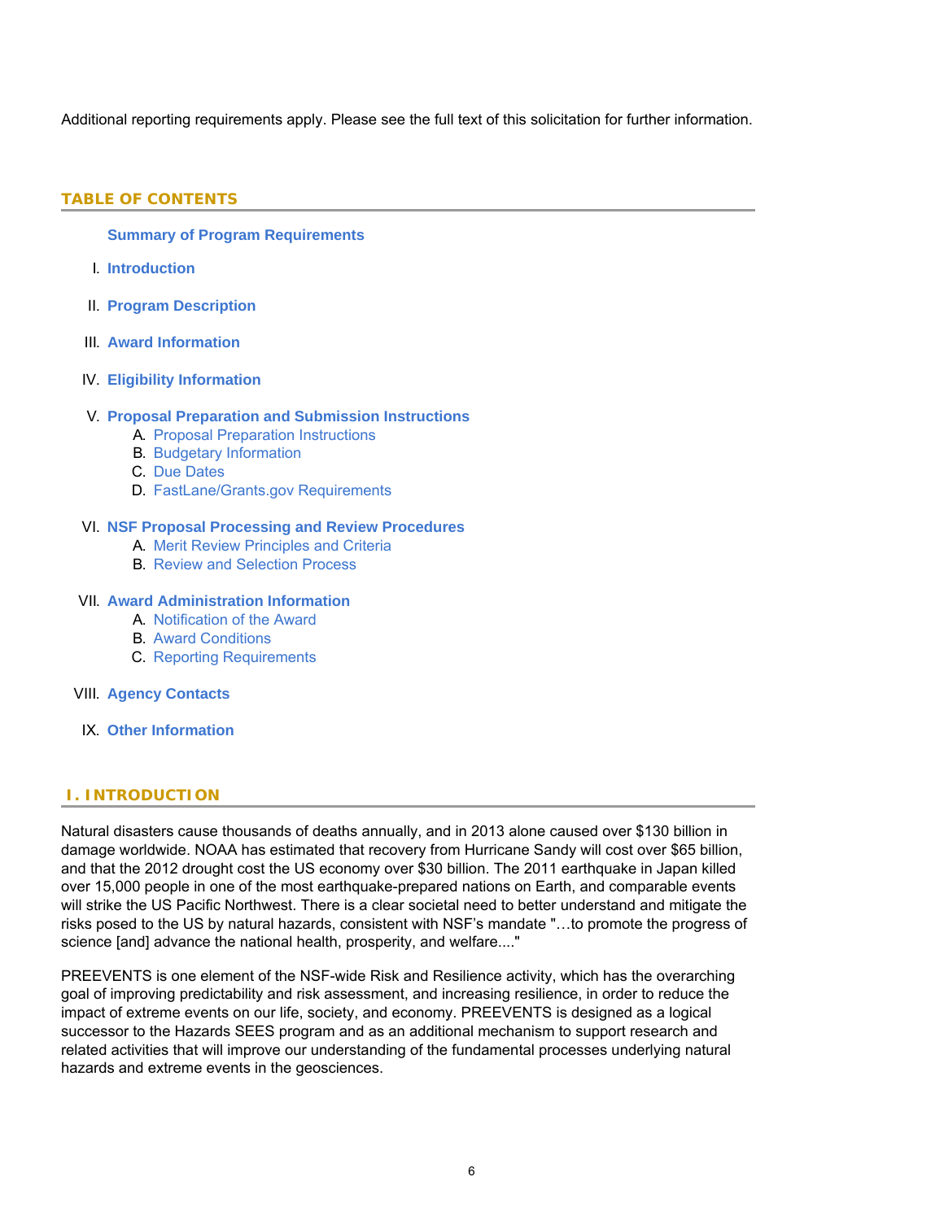Additional reporting requirements apply. Please see the full text of this solicitation for further information.

## TABLE OF CONTENTS

**Summary of Program Requirements**

I. **Introduction**

II. **Program Description**

III. **Award Information**

IV. **Eligibility Information**

V. **Proposal Preparation and Submission Instructions**
   - A. Proposal Preparation Instructions
   - B. Budgetary Information
   - C. Due Dates
   - D. FastLane/Grants.gov Requirements

VI. **NSF Proposal Processing and Review Procedures**
   - A. Merit Review Principles and Criteria
   - B. Review and Selection Process

VII. **Award Administration Information**
   - A. Notification of the Award
   - B. Award Conditions
   - C. Reporting Requirements

VIII. **Agency Contacts**

IX. **Other Information**

## I. INTRODUCTION

Natural disasters cause thousands of deaths annually, and in 2013 alone caused over $130 billion in damage worldwide. NOAA has estimated that recovery from Hurricane Sandy will cost over $65 billion, and that the 2012 drought cost the US economy over $30 billion. The 2011 earthquake in Japan killed over 15,000 people in one of the most earthquake-prepared nations on Earth, and comparable events will strike the US Pacific Northwest. There is a clear societal need to better understand and mitigate the risks posed to the US by natural hazards, consistent with NSF's mandate "…to promote the progress of science [and] advance the national health, prosperity, and welfare...."

PREEVENTS is one element of the NSF-wide Risk and Resilience activity, which has the overarching goal of improving predictability and risk assessment, and increasing resilience, in order to reduce the impact of extreme events on our life, society, and economy. PREEVENTS is designed as a logical successor to the Hazards SEES program and as an additional mechanism to support research and related activities that will improve our understanding of the fundamental processes underlying natural hazards and extreme events in the geosciences.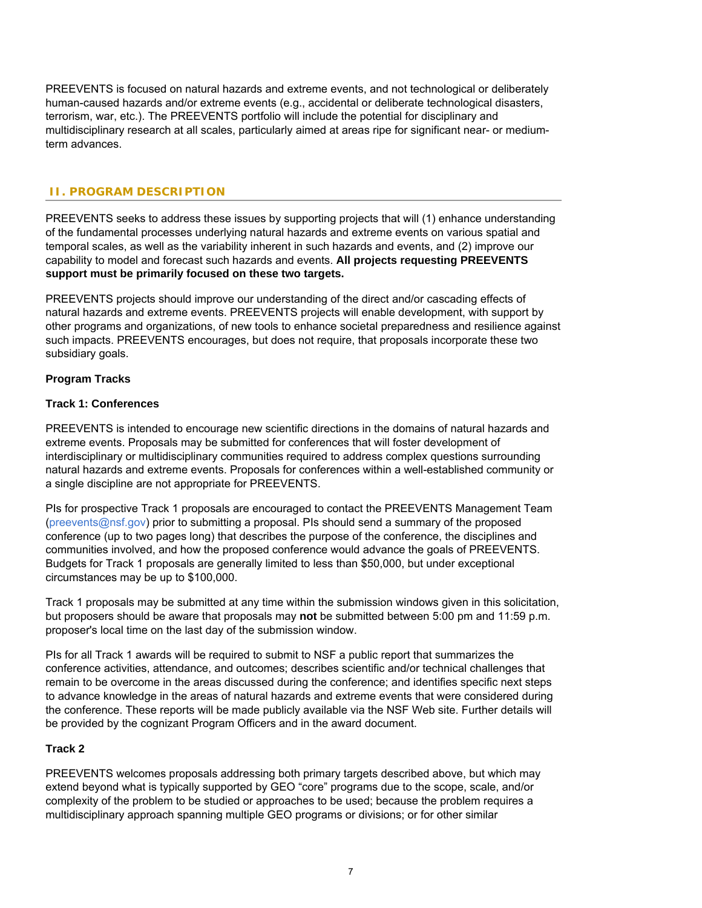PREEVENTS is focused on natural hazards and extreme events, and not technological or deliberately human-caused hazards and/or extreme events (e.g., accidental or deliberate technological disasters, terrorism, war, etc.). The PREEVENTS portfolio will include the potential for disciplinary and multidisciplinary research at all scales, particularly aimed at areas ripe for significant near- or medium-term advances.

## II. PROGRAM DESCRIPTION

PREEVENTS seeks to address these issues by supporting projects that will (1) enhance understanding of the fundamental processes underlying natural hazards and extreme events on various spatial and temporal scales, as well as the variability inherent in such hazards and events, and (2) improve our capability to model and forecast such hazards and events. **All projects requesting PREEVENTS support must be primarily focused on these two targets.**

PREEVENTS projects should improve our understanding of the direct and/or cascading effects of natural hazards and extreme events. PREEVENTS projects will enable development, with support by other programs and organizations, of new tools to enhance societal preparedness and resilience against such impacts. PREEVENTS encourages, but does not require, that proposals incorporate these two subsidiary goals.

**Program Tracks**

**Track 1: Conferences**

PREEVENTS is intended to encourage new scientific directions in the domains of natural hazards and extreme events. Proposals may be submitted for conferences that will foster development of interdisciplinary or multidisciplinary communities required to address complex questions surrounding natural hazards and extreme events. Proposals for conferences within a well-established community or a single discipline are not appropriate for PREEVENTS.

PIs for prospective Track 1 proposals are encouraged to contact the PREEVENTS Management Team (preevents@nsf.gov) prior to submitting a proposal. PIs should send a summary of the proposed conference (up to two pages long) that describes the purpose of the conference, the disciplines and communities involved, and how the proposed conference would advance the goals of PREEVENTS. Budgets for Track 1 proposals are generally limited to less than $50,000, but under exceptional circumstances may be up to $100,000.

Track 1 proposals may be submitted at any time within the submission windows given in this solicitation, but proposers should be aware that proposals may **not** be submitted between 5:00 pm and 11:59 p.m. proposer's local time on the last day of the submission window.

PIs for all Track 1 awards will be required to submit to NSF a public report that summarizes the conference activities, attendance, and outcomes; describes scientific and/or technical challenges that remain to be overcome in the areas discussed during the conference; and identifies specific next steps to advance knowledge in the areas of natural hazards and extreme events that were considered during the conference. These reports will be made publicly available via the NSF Web site. Further details will be provided by the cognizant Program Officers and in the award document.

**Track 2**

PREEVENTS welcomes proposals addressing both primary targets described above, but which may extend beyond what is typically supported by GEO “core” programs due to the scope, scale, and/or complexity of the problem to be studied or approaches to be used; because the problem requires a multidisciplinary approach spanning multiple GEO programs or divisions; or for other similar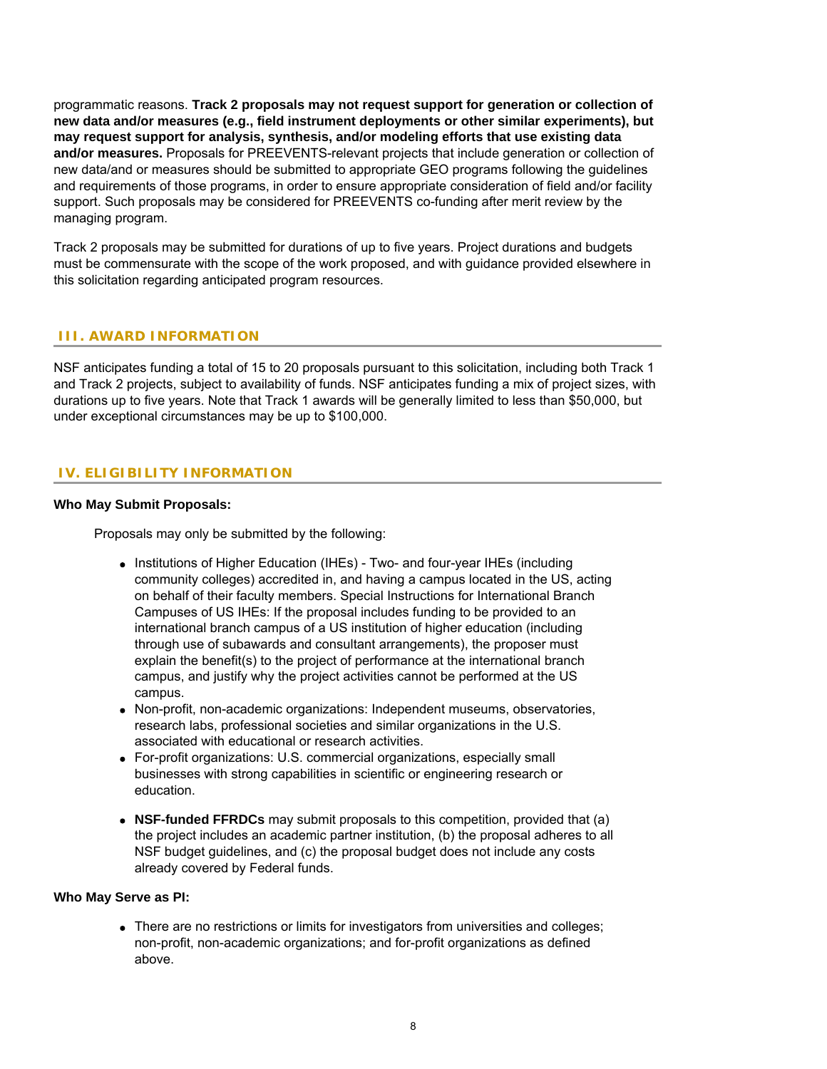programmatic reasons. **Track 2 proposals may not request support for generation or collection of new data and/or measures (e.g., field instrument deployments or other similar experiments), but may request support for analysis, synthesis, and/or modeling efforts that use existing data and/or measures.** Proposals for PREEVENTS-relevant projects that include generation or collection of new data/and or measures should be submitted to appropriate GEO programs following the guidelines and requirements of those programs, in order to ensure appropriate consideration of field and/or facility support. Such proposals may be considered for PREEVENTS co-funding after merit review by the managing program.

Track 2 proposals may be submitted for durations of up to five years. Project durations and budgets must be commensurate with the scope of the work proposed, and with guidance provided elsewhere in this solicitation regarding anticipated program resources.

## III. AWARD INFORMATION

NSF anticipates funding a total of 15 to 20 proposals pursuant to this solicitation, including both Track 1 and Track 2 projects, subject to availability of funds. NSF anticipates funding a mix of project sizes, with durations up to five years. Note that Track 1 awards will be generally limited to less than $50,000, but under exceptional circumstances may be up to $100,000.

## IV. ELIGIBILITY INFORMATION

**Who May Submit Proposals:**

Proposals may only be submitted by the following:

- Institutions of Higher Education (IHEs) - Two- and four-year IHEs (including community colleges) accredited in, and having a campus located in the US, acting on behalf of their faculty members. Special Instructions for International Branch Campuses of US IHEs: If the proposal includes funding to be provided to an international branch campus of a US institution of higher education (including through use of subawards and consultant arrangements), the proposer must explain the benefit(s) to the project of performance at the international branch campus, and justify why the project activities cannot be performed at the US campus.
- Non-profit, non-academic organizations: Independent museums, observatories, research labs, professional societies and similar organizations in the U.S. associated with educational or research activities.
- For-profit organizations: U.S. commercial organizations, especially small businesses with strong capabilities in scientific or engineering research or education.
- **NSF-funded FFRDCs** may submit proposals to this competition, provided that (a) the project includes an academic partner institution, (b) the proposal adheres to all NSF budget guidelines, and (c) the proposal budget does not include any costs already covered by Federal funds.

**Who May Serve as PI:**

- There are no restrictions or limits for investigators from universities and colleges; non-profit, non-academic organizations; and for-profit organizations as defined above.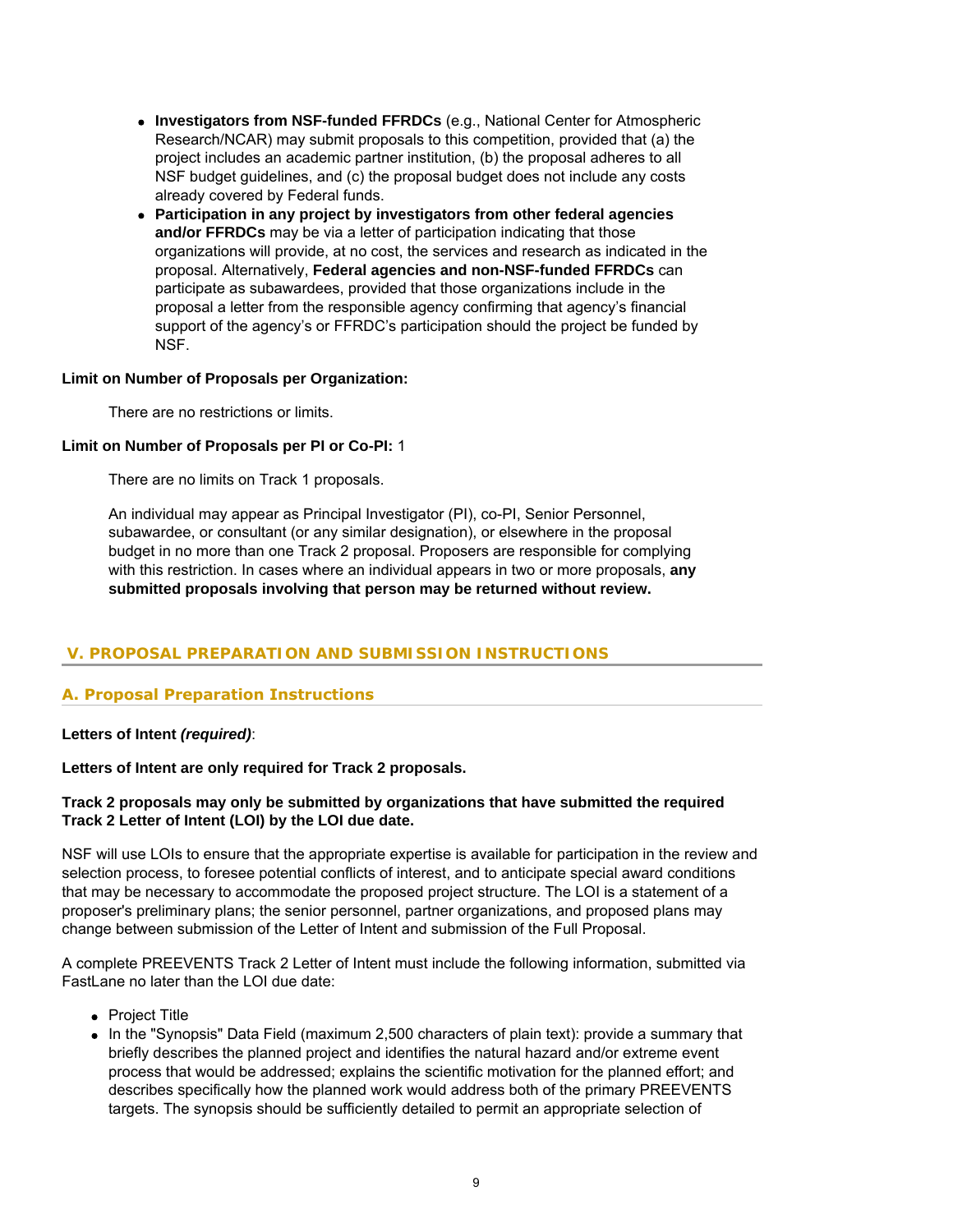- **Investigators from NSF-funded FFRDCs** (e.g., National Center for Atmospheric Research/NCAR) may submit proposals to this competition, provided that (a) the project includes an academic partner institution, (b) the proposal adheres to all NSF budget guidelines, and (c) the proposal budget does not include any costs already covered by Federal funds.
- **Participation in any project by investigators from other federal agencies and/or FFRDCs** may be via a letter of participation indicating that those organizations will provide, at no cost, the services and research as indicated in the proposal. Alternatively, **Federal agencies and non-NSF-funded FFRDCs** can participate as subawardees, provided that those organizations include in the proposal a letter from the responsible agency confirming that agency's financial support of the agency's or FFRDC's participation should the project be funded by NSF.

**Limit on Number of Proposals per Organization:**

There are no restrictions or limits.

**Limit on Number of Proposals per PI or Co-PI:** 1

There are no limits on Track 1 proposals.

An individual may appear as Principal Investigator (PI), co-PI, Senior Personnel, subawardee, or consultant (or any similar designation), or elsewhere in the proposal budget in no more than one Track 2 proposal. Proposers are responsible for complying with this restriction. In cases where an individual appears in two or more proposals, **any submitted proposals involving that person may be returned without review.**

## V. PROPOSAL PREPARATION AND SUBMISSION INSTRUCTIONS

### A. Proposal Preparation Instructions

**Letters of Intent *(required)***:

**Letters of Intent are only required for Track 2 proposals.**

**Track 2 proposals may only be submitted by organizations that have submitted the required Track 2 Letter of Intent (LOI) by the LOI due date.**

NSF will use LOIs to ensure that the appropriate expertise is available for participation in the review and selection process, to foresee potential conflicts of interest, and to anticipate special award conditions that may be necessary to accommodate the proposed project structure. The LOI is a statement of a proposer's preliminary plans; the senior personnel, partner organizations, and proposed plans may change between submission of the Letter of Intent and submission of the Full Proposal.

A complete PREEVENTS Track 2 Letter of Intent must include the following information, submitted via FastLane no later than the LOI due date:

- Project Title
- In the "Synopsis" Data Field (maximum 2,500 characters of plain text): provide a summary that briefly describes the planned project and identifies the natural hazard and/or extreme event process that would be addressed; explains the scientific motivation for the planned effort; and describes specifically how the planned work would address both of the primary PREEVENTS targets. The synopsis should be sufficiently detailed to permit an appropriate selection of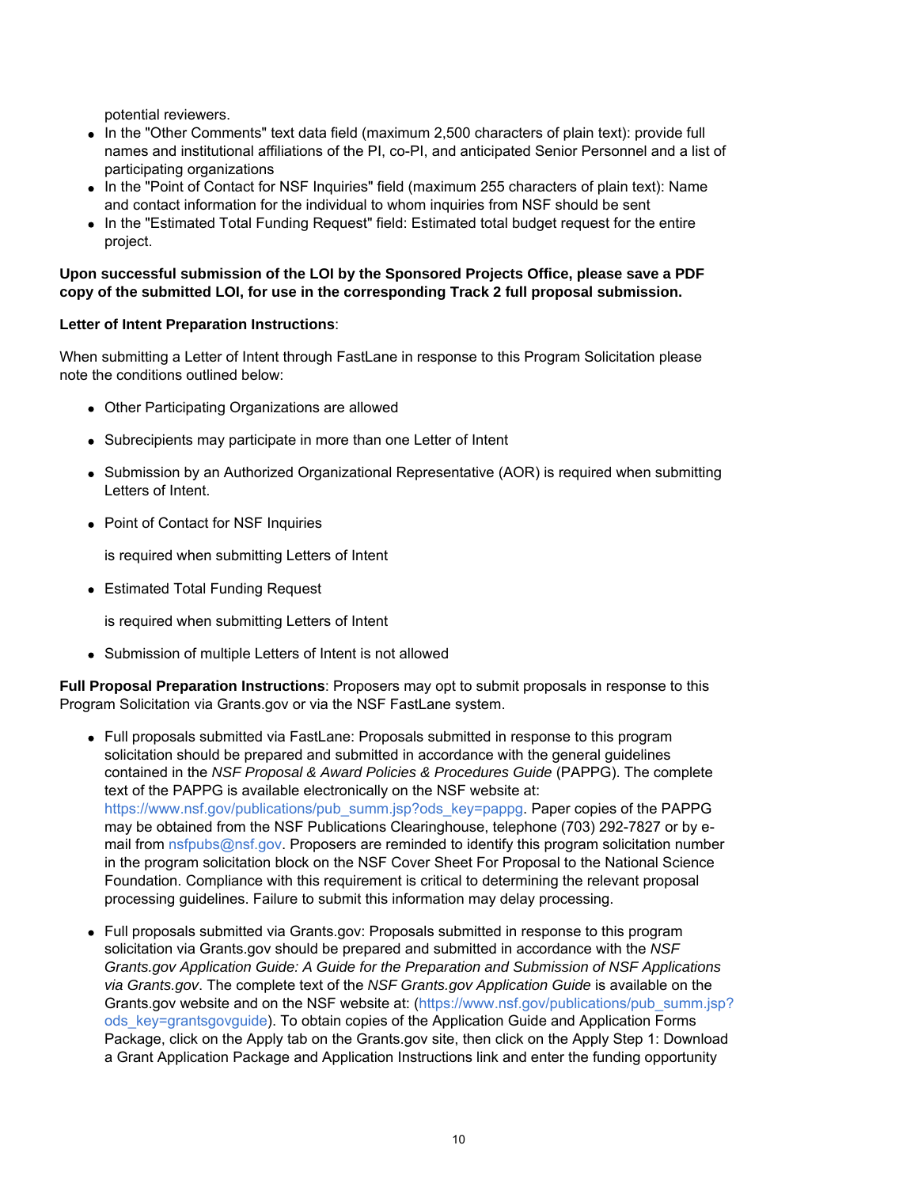potential reviewers.

- In the "Other Comments" text data field (maximum 2,500 characters of plain text): provide full names and institutional affiliations of the PI, co-PI, and anticipated Senior Personnel and a list of participating organizations
- In the "Point of Contact for NSF Inquiries" field (maximum 255 characters of plain text): Name and contact information for the individual to whom inquiries from NSF should be sent
- In the "Estimated Total Funding Request" field: Estimated total budget request for the entire project.

**Upon successful submission of the LOI by the Sponsored Projects Office, please save a PDF copy of the submitted LOI, for use in the corresponding Track 2 full proposal submission.**

**Letter of Intent Preparation Instructions**:

When submitting a Letter of Intent through FastLane in response to this Program Solicitation please note the conditions outlined below:

- Other Participating Organizations are allowed
- Subrecipients may participate in more than one Letter of Intent
- Submission by an Authorized Organizational Representative (AOR) is required when submitting Letters of Intent.
- Point of Contact for NSF Inquiries

  is required when submitting Letters of Intent
- Estimated Total Funding Request

  is required when submitting Letters of Intent
- Submission of multiple Letters of Intent is not allowed

**Full Proposal Preparation Instructions**: Proposers may opt to submit proposals in response to this Program Solicitation via Grants.gov or via the NSF FastLane system.

- Full proposals submitted via FastLane: Proposals submitted in response to this program solicitation should be prepared and submitted in accordance with the general guidelines contained in the *NSF Proposal & Award Policies & Procedures Guide* (PAPPG). The complete text of the PAPPG is available electronically on the NSF website at: https://www.nsf.gov/publications/pub_summ.jsp?ods_key=pappg. Paper copies of the PAPPG may be obtained from the NSF Publications Clearinghouse, telephone (703) 292-7827 or by e-mail from nsfpubs@nsf.gov. Proposers are reminded to identify this program solicitation number in the program solicitation block on the NSF Cover Sheet For Proposal to the National Science Foundation. Compliance with this requirement is critical to determining the relevant proposal processing guidelines. Failure to submit this information may delay processing.
- Full proposals submitted via Grants.gov: Proposals submitted in response to this program solicitation via Grants.gov should be prepared and submitted in accordance with the *NSF Grants.gov Application Guide: A Guide for the Preparation and Submission of NSF Applications via Grants.gov*. The complete text of the *NSF Grants.gov Application Guide* is available on the Grants.gov website and on the NSF website at: (https://www.nsf.gov/publications/pub_summ.jsp?ods_key=grantsgovguide). To obtain copies of the Application Guide and Application Forms Package, click on the Apply tab on the Grants.gov site, then click on the Apply Step 1: Download a Grant Application Package and Application Instructions link and enter the funding opportunity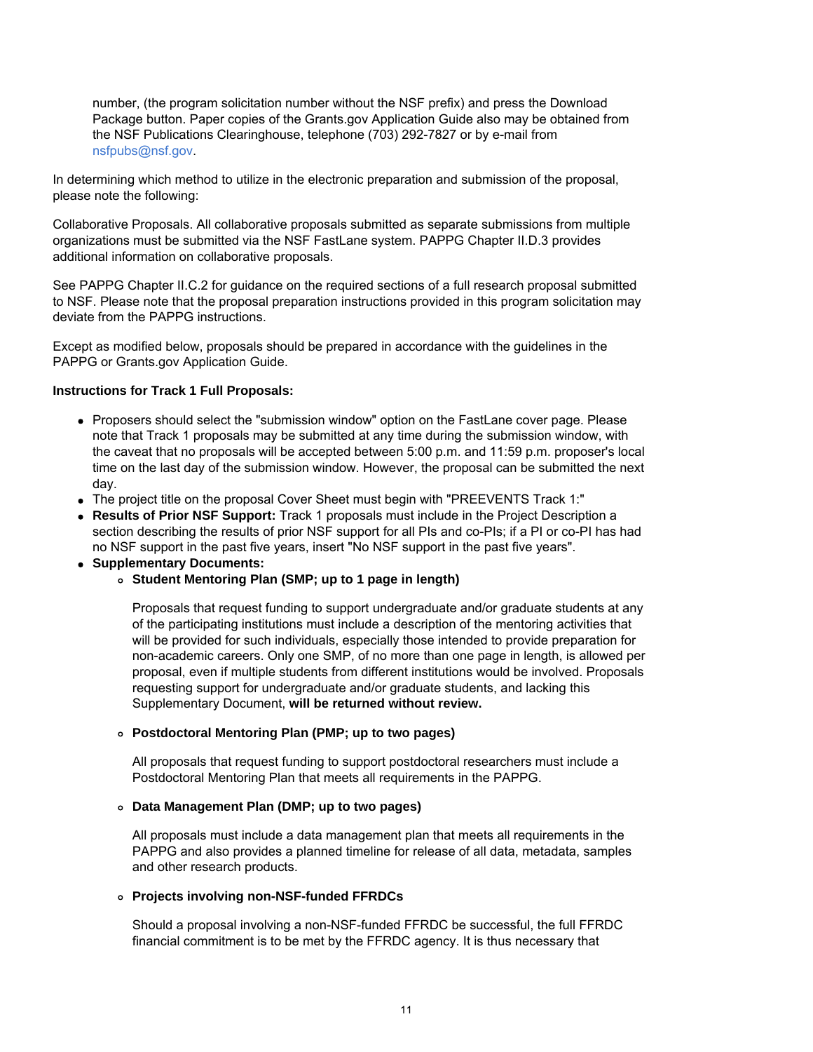number, (the program solicitation number without the NSF prefix) and press the Download Package button. Paper copies of the Grants.gov Application Guide also may be obtained from the NSF Publications Clearinghouse, telephone (703) 292-7827 or by e-mail from nsfpubs@nsf.gov.

In determining which method to utilize in the electronic preparation and submission of the proposal, please note the following:

Collaborative Proposals. All collaborative proposals submitted as separate submissions from multiple organizations must be submitted via the NSF FastLane system. PAPPG Chapter II.D.3 provides additional information on collaborative proposals.

See PAPPG Chapter II.C.2 for guidance on the required sections of a full research proposal submitted to NSF. Please note that the proposal preparation instructions provided in this program solicitation may deviate from the PAPPG instructions.

Except as modified below, proposals should be prepared in accordance with the guidelines in the PAPPG or Grants.gov Application Guide.

**Instructions for Track 1 Full Proposals:**

- Proposers should select the "submission window" option on the FastLane cover page. Please note that Track 1 proposals may be submitted at any time during the submission window, with the caveat that no proposals will be accepted between 5:00 p.m. and 11:59 p.m. proposer's local time on the last day of the submission window. However, the proposal can be submitted the next day.
- The project title on the proposal Cover Sheet must begin with "PREEVENTS Track 1:"
- **Results of Prior NSF Support:** Track 1 proposals must include in the Project Description a section describing the results of prior NSF support for all PIs and co-PIs; if a PI or co-PI has had no NSF support in the past five years, insert "No NSF support in the past five years".
- **Supplementary Documents:**
  - **Student Mentoring Plan (SMP; up to 1 page in length)**

    Proposals that request funding to support undergraduate and/or graduate students at any of the participating institutions must include a description of the mentoring activities that will be provided for such individuals, especially those intended to provide preparation for non-academic careers. Only one SMP, of no more than one page in length, is allowed per proposal, even if multiple students from different institutions would be involved. Proposals requesting support for undergraduate and/or graduate students, and lacking this Supplementary Document, **will be returned without review.**

  - **Postdoctoral Mentoring Plan (PMP; up to two pages)**

    All proposals that request funding to support postdoctoral researchers must include a Postdoctoral Mentoring Plan that meets all requirements in the PAPPG.

  - **Data Management Plan (DMP; up to two pages)**

    All proposals must include a data management plan that meets all requirements in the PAPPG and also provides a planned timeline for release of all data, metadata, samples and other research products.

  - **Projects involving non-NSF-funded FFRDCs**

    Should a proposal involving a non-NSF-funded FFRDC be successful, the full FFRDC financial commitment is to be met by the FFRDC agency. It is thus necessary that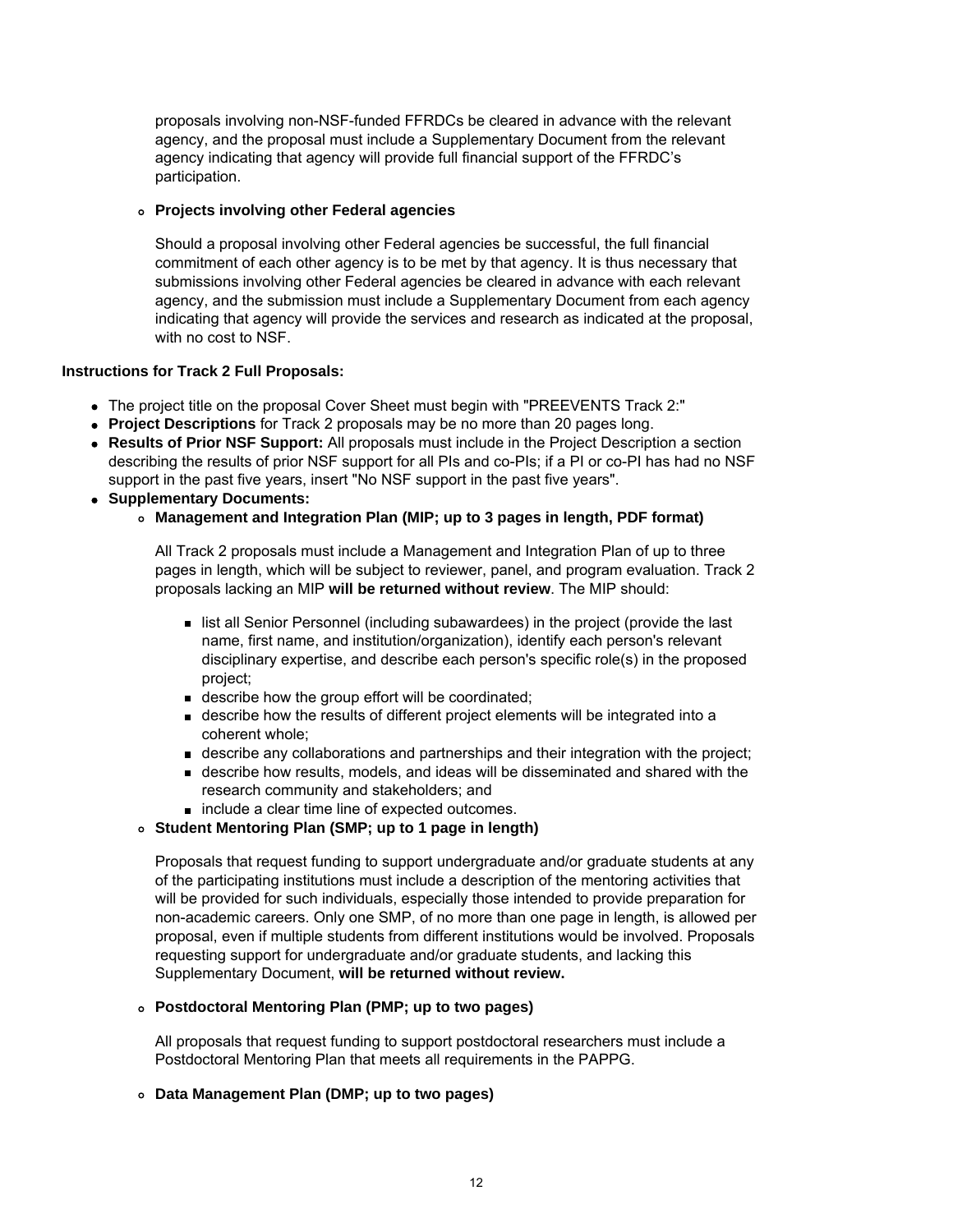proposals involving non-NSF-funded FFRDCs be cleared in advance with the relevant agency, and the proposal must include a Supplementary Document from the relevant agency indicating that agency will provide full financial support of the FFRDC's participation.

- **Projects involving other Federal agencies**

  Should a proposal involving other Federal agencies be successful, the full financial commitment of each other agency is to be met by that agency. It is thus necessary that submissions involving other Federal agencies be cleared in advance with each relevant agency, and the submission must include a Supplementary Document from each agency indicating that agency will provide the services and research as indicated at the proposal, with no cost to NSF.

**Instructions for Track 2 Full Proposals:**

- The project title on the proposal Cover Sheet must begin with "PREEVENTS Track 2:"
- **Project Descriptions** for Track 2 proposals may be no more than 20 pages long.
- **Results of Prior NSF Support:** All proposals must include in the Project Description a section describing the results of prior NSF support for all PIs and co-PIs; if a PI or co-PI has had no NSF support in the past five years, insert "No NSF support in the past five years".
- **Supplementary Documents:**
  - **Management and Integration Plan (MIP; up to 3 pages in length, PDF format)**

    All Track 2 proposals must include a Management and Integration Plan of up to three pages in length, which will be subject to reviewer, panel, and program evaluation. Track 2 proposals lacking an MIP **will be returned without review**. The MIP should:

    - list all Senior Personnel (including subawardees) in the project (provide the last name, first name, and institution/organization), identify each person's relevant disciplinary expertise, and describe each person's specific role(s) in the proposed project;
    - describe how the group effort will be coordinated;
    - describe how the results of different project elements will be integrated into a coherent whole;
    - describe any collaborations and partnerships and their integration with the project;
    - describe how results, models, and ideas will be disseminated and shared with the research community and stakeholders; and
    - include a clear time line of expected outcomes.
  - **Student Mentoring Plan (SMP; up to 1 page in length)**

    Proposals that request funding to support undergraduate and/or graduate students at any of the participating institutions must include a description of the mentoring activities that will be provided for such individuals, especially those intended to provide preparation for non-academic careers. Only one SMP, of no more than one page in length, is allowed per proposal, even if multiple students from different institutions would be involved. Proposals requesting support for undergraduate and/or graduate students, and lacking this Supplementary Document, **will be returned without review.**

  - **Postdoctoral Mentoring Plan (PMP; up to two pages)**

    All proposals that request funding to support postdoctoral researchers must include a Postdoctoral Mentoring Plan that meets all requirements in the PAPPG.

  - **Data Management Plan (DMP; up to two pages)**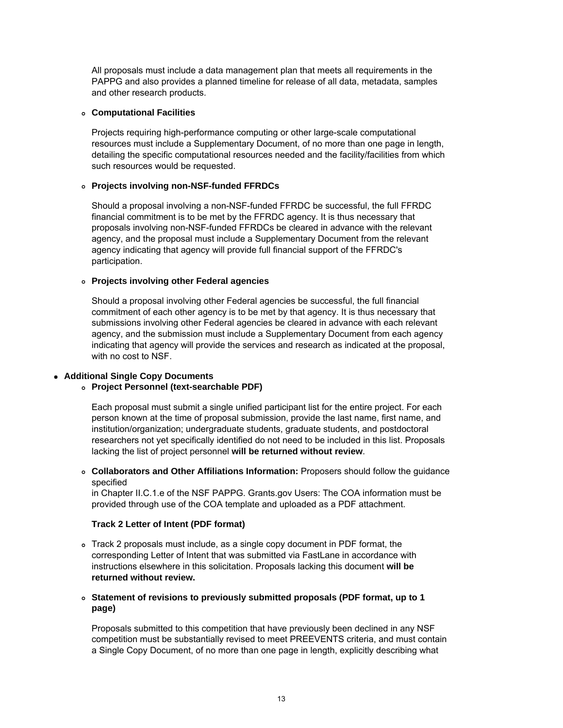All proposals must include a data management plan that meets all requirements in the PAPPG and also provides a planned timeline for release of all data, metadata, samples and other research products.

- **Computational Facilities**

  Projects requiring high-performance computing or other large-scale computational resources must include a Supplementary Document, of no more than one page in length, detailing the specific computational resources needed and the facility/facilities from which such resources would be requested.

- **Projects involving non-NSF-funded FFRDCs**

  Should a proposal involving a non-NSF-funded FFRDC be successful, the full FFRDC financial commitment is to be met by the FFRDC agency. It is thus necessary that proposals involving non-NSF-funded FFRDCs be cleared in advance with the relevant agency, and the proposal must include a Supplementary Document from the relevant agency indicating that agency will provide full financial support of the FFRDC's participation.

- **Projects involving other Federal agencies**

  Should a proposal involving other Federal agencies be successful, the full financial commitment of each other agency is to be met by that agency. It is thus necessary that submissions involving other Federal agencies be cleared in advance with each relevant agency, and the submission must include a Supplementary Document from each agency indicating that agency will provide the services and research as indicated at the proposal, with no cost to NSF.

- **Additional Single Copy Documents**
  - **Project Personnel (text-searchable PDF)**

    Each proposal must submit a single unified participant list for the entire project. For each person known at the time of proposal submission, provide the last name, first name, and institution/organization; undergraduate students, graduate students, and postdoctoral researchers not yet specifically identified do not need to be included in this list. Proposals lacking the list of project personnel **will be returned without review**.

  - **Collaborators and Other Affiliations Information:** Proposers should follow the guidance specified
    in Chapter II.C.1.e of the NSF PAPPG. Grants.gov Users: The COA information must be provided through use of the COA template and uploaded as a PDF attachment.

    **Track 2 Letter of Intent (PDF format)**

  - Track 2 proposals must include, as a single copy document in PDF format, the corresponding Letter of Intent that was submitted via FastLane in accordance with instructions elsewhere in this solicitation. Proposals lacking this document **will be returned without review.**

  - **Statement of revisions to previously submitted proposals (PDF format, up to 1 page)**

    Proposals submitted to this competition that have previously been declined in any NSF competition must be substantially revised to meet PREEVENTS criteria, and must contain a Single Copy Document, of no more than one page in length, explicitly describing what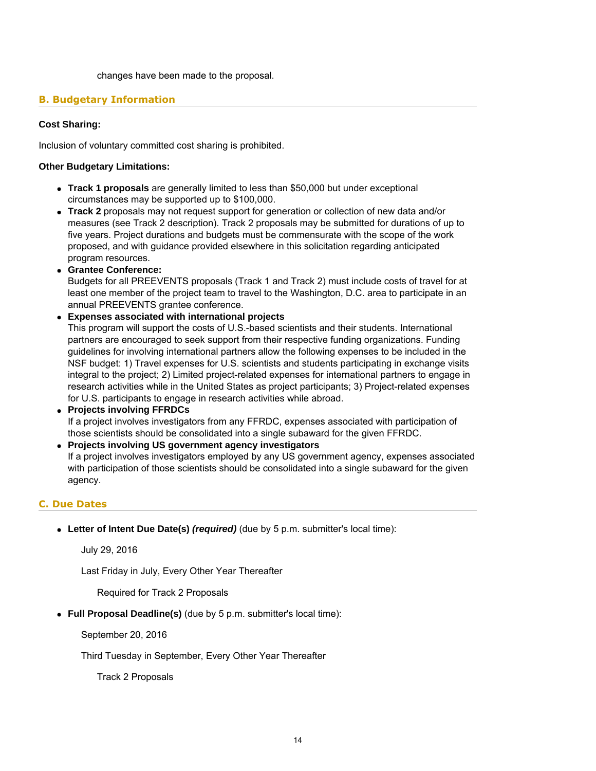changes have been made to the proposal.

## B. Budgetary Information

**Cost Sharing:**

Inclusion of voluntary committed cost sharing is prohibited.

**Other Budgetary Limitations:**

- **Track 1 proposals** are generally limited to less than $50,000 but under exceptional circumstances may be supported up to $100,000.
- **Track 2** proposals may not request support for generation or collection of new data and/or measures (see Track 2 description). Track 2 proposals may be submitted for durations of up to five years. Project durations and budgets must be commensurate with the scope of the work proposed, and with guidance provided elsewhere in this solicitation regarding anticipated program resources.
- **Grantee Conference:**
  Budgets for all PREEVENTS proposals (Track 1 and Track 2) must include costs of travel for at least one member of the project team to travel to the Washington, D.C. area to participate in an annual PREEVENTS grantee conference.
- **Expenses associated with international projects**
  This program will support the costs of U.S.-based scientists and their students. International partners are encouraged to seek support from their respective funding organizations. Funding guidelines for involving international partners allow the following expenses to be included in the NSF budget: 1) Travel expenses for U.S. scientists and students participating in exchange visits integral to the project; 2) Limited project-related expenses for international partners to engage in research activities while in the United States as project participants; 3) Project-related expenses for U.S. participants to engage in research activities while abroad.
- **Projects involving FFRDCs**
  If a project involves investigators from any FFRDC, expenses associated with participation of those scientists should be consolidated into a single subaward for the given FFRDC.
- **Projects involving US government agency investigators**
  If a project involves investigators employed by any US government agency, expenses associated with participation of those scientists should be consolidated into a single subaward for the given agency.

## C. Due Dates

- **Letter of Intent Due Date(s) *(required)*** (due by 5 p.m. submitter's local time):

  July 29, 2016

  Last Friday in July, Every Other Year Thereafter

  Required for Track 2 Proposals

- **Full Proposal Deadline(s)** (due by 5 p.m. submitter's local time):

  September 20, 2016

  Third Tuesday in September, Every Other Year Thereafter

  Track 2 Proposals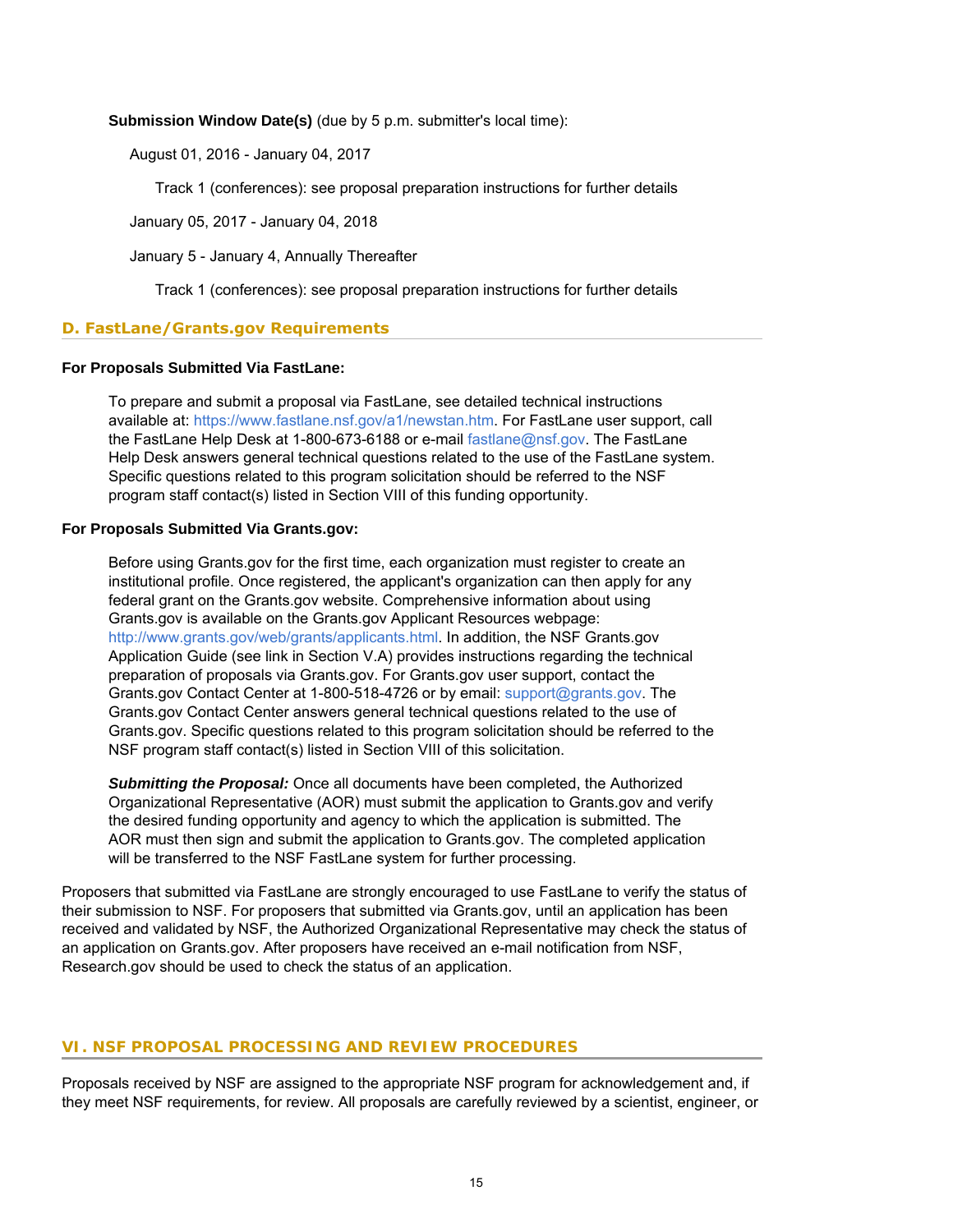**Submission Window Date(s)** (due by 5 p.m. submitter's local time):

August 01, 2016 - January 04, 2017

Track 1 (conferences): see proposal preparation instructions for further details

January 05, 2017 - January 04, 2018

January 5 - January 4, Annually Thereafter

Track 1 (conferences): see proposal preparation instructions for further details

## D. FastLane/Grants.gov Requirements

**For Proposals Submitted Via FastLane:**

To prepare and submit a proposal via FastLane, see detailed technical instructions available at: https://www.fastlane.nsf.gov/a1/newstan.htm. For FastLane user support, call the FastLane Help Desk at 1-800-673-6188 or e-mail fastlane@nsf.gov. The FastLane Help Desk answers general technical questions related to the use of the FastLane system. Specific questions related to this program solicitation should be referred to the NSF program staff contact(s) listed in Section VIII of this funding opportunity.

**For Proposals Submitted Via Grants.gov:**

Before using Grants.gov for the first time, each organization must register to create an institutional profile. Once registered, the applicant's organization can then apply for any federal grant on the Grants.gov website. Comprehensive information about using Grants.gov is available on the Grants.gov Applicant Resources webpage: http://www.grants.gov/web/grants/applicants.html. In addition, the NSF Grants.gov Application Guide (see link in Section V.A) provides instructions regarding the technical preparation of proposals via Grants.gov. For Grants.gov user support, contact the Grants.gov Contact Center at 1-800-518-4726 or by email: support@grants.gov. The Grants.gov Contact Center answers general technical questions related to the use of Grants.gov. Specific questions related to this program solicitation should be referred to the NSF program staff contact(s) listed in Section VIII of this solicitation.

***Submitting the Proposal:*** Once all documents have been completed, the Authorized Organizational Representative (AOR) must submit the application to Grants.gov and verify the desired funding opportunity and agency to which the application is submitted. The AOR must then sign and submit the application to Grants.gov. The completed application will be transferred to the NSF FastLane system for further processing.

Proposers that submitted via FastLane are strongly encouraged to use FastLane to verify the status of their submission to NSF. For proposers that submitted via Grants.gov, until an application has been received and validated by NSF, the Authorized Organizational Representative may check the status of an application on Grants.gov. After proposers have received an e-mail notification from NSF, Research.gov should be used to check the status of an application.

# VI. NSF PROPOSAL PROCESSING AND REVIEW PROCEDURES

Proposals received by NSF are assigned to the appropriate NSF program for acknowledgement and, if they meet NSF requirements, for review. All proposals are carefully reviewed by a scientist, engineer, or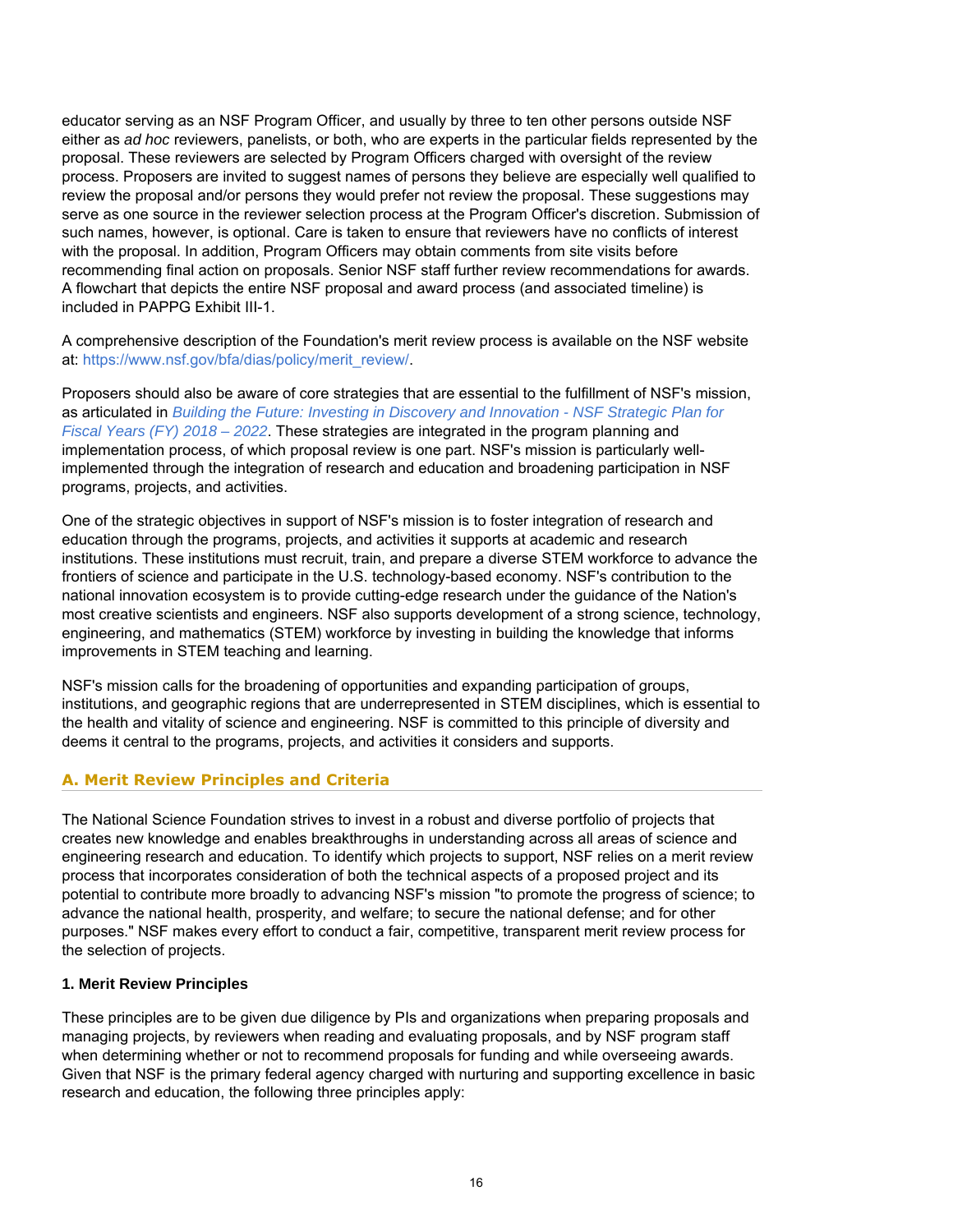educator serving as an NSF Program Officer, and usually by three to ten other persons outside NSF either as *ad hoc* reviewers, panelists, or both, who are experts in the particular fields represented by the proposal. These reviewers are selected by Program Officers charged with oversight of the review process. Proposers are invited to suggest names of persons they believe are especially well qualified to review the proposal and/or persons they would prefer not review the proposal. These suggestions may serve as one source in the reviewer selection process at the Program Officer's discretion. Submission of such names, however, is optional. Care is taken to ensure that reviewers have no conflicts of interest with the proposal. In addition, Program Officers may obtain comments from site visits before recommending final action on proposals. Senior NSF staff further review recommendations for awards. A flowchart that depicts the entire NSF proposal and award process (and associated timeline) is included in PAPPG Exhibit III-1.

A comprehensive description of the Foundation's merit review process is available on the NSF website at: https://www.nsf.gov/bfa/dias/policy/merit_review/.

Proposers should also be aware of core strategies that are essential to the fulfillment of NSF's mission, as articulated in *Building the Future: Investing in Discovery and Innovation - NSF Strategic Plan for Fiscal Years (FY) 2018 – 2022*. These strategies are integrated in the program planning and implementation process, of which proposal review is one part. NSF's mission is particularly well-implemented through the integration of research and education and broadening participation in NSF programs, projects, and activities.

One of the strategic objectives in support of NSF's mission is to foster integration of research and education through the programs, projects, and activities it supports at academic and research institutions. These institutions must recruit, train, and prepare a diverse STEM workforce to advance the frontiers of science and participate in the U.S. technology-based economy. NSF's contribution to the national innovation ecosystem is to provide cutting-edge research under the guidance of the Nation's most creative scientists and engineers. NSF also supports development of a strong science, technology, engineering, and mathematics (STEM) workforce by investing in building the knowledge that informs improvements in STEM teaching and learning.

NSF's mission calls for the broadening of opportunities and expanding participation of groups, institutions, and geographic regions that are underrepresented in STEM disciplines, which is essential to the health and vitality of science and engineering. NSF is committed to this principle of diversity and deems it central to the programs, projects, and activities it considers and supports.

## A. Merit Review Principles and Criteria

The National Science Foundation strives to invest in a robust and diverse portfolio of projects that creates new knowledge and enables breakthroughs in understanding across all areas of science and engineering research and education. To identify which projects to support, NSF relies on a merit review process that incorporates consideration of both the technical aspects of a proposed project and its potential to contribute more broadly to advancing NSF's mission "to promote the progress of science; to advance the national health, prosperity, and welfare; to secure the national defense; and for other purposes." NSF makes every effort to conduct a fair, competitive, transparent merit review process for the selection of projects.

### 1. Merit Review Principles

These principles are to be given due diligence by PIs and organizations when preparing proposals and managing projects, by reviewers when reading and evaluating proposals, and by NSF program staff when determining whether or not to recommend proposals for funding and while overseeing awards. Given that NSF is the primary federal agency charged with nurturing and supporting excellence in basic research and education, the following three principles apply: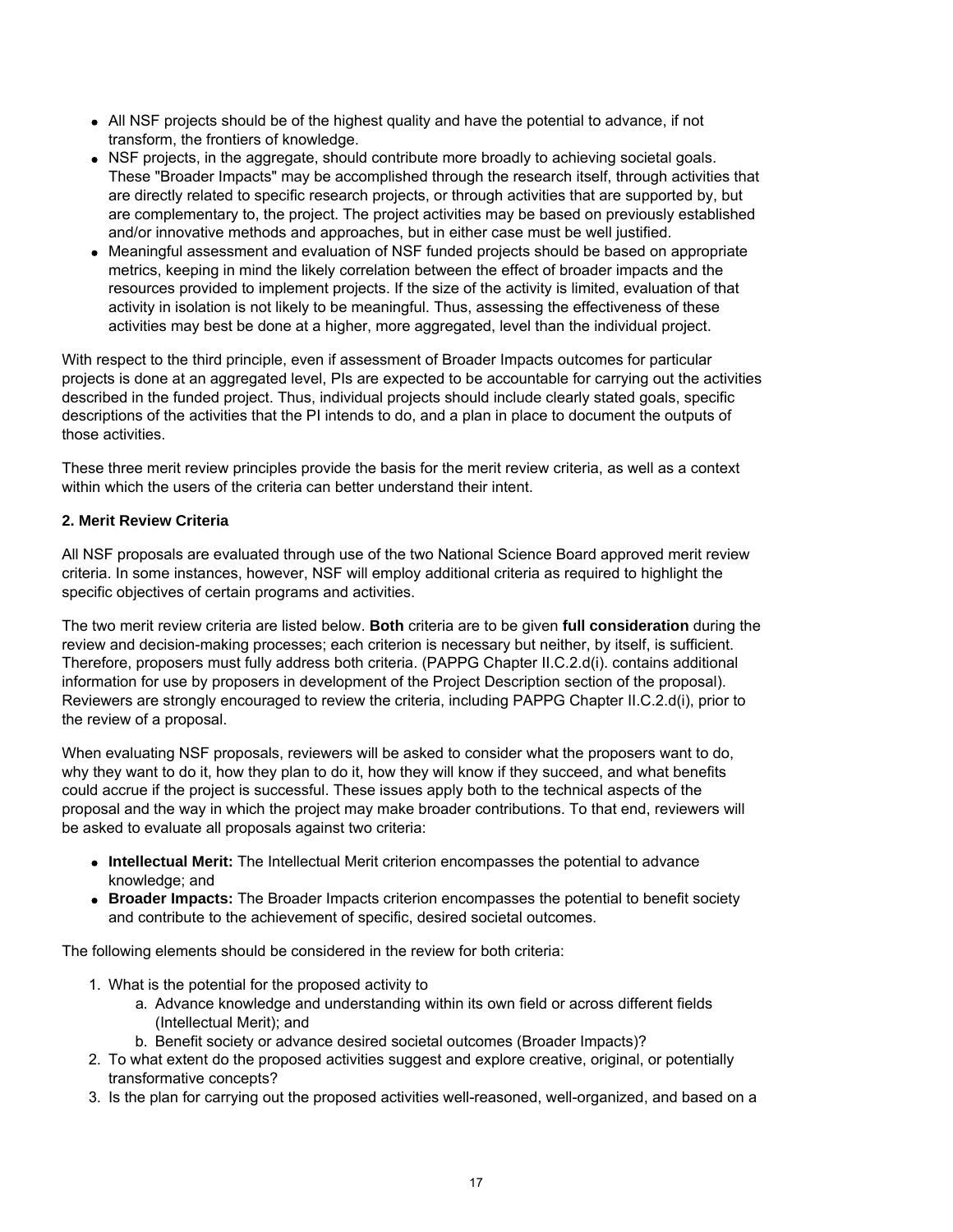- All NSF projects should be of the highest quality and have the potential to advance, if not transform, the frontiers of knowledge.
- NSF projects, in the aggregate, should contribute more broadly to achieving societal goals. These "Broader Impacts" may be accomplished through the research itself, through activities that are directly related to specific research projects, or through activities that are supported by, but are complementary to, the project. The project activities may be based on previously established and/or innovative methods and approaches, but in either case must be well justified.
- Meaningful assessment and evaluation of NSF funded projects should be based on appropriate metrics, keeping in mind the likely correlation between the effect of broader impacts and the resources provided to implement projects. If the size of the activity is limited, evaluation of that activity in isolation is not likely to be meaningful. Thus, assessing the effectiveness of these activities may best be done at a higher, more aggregated, level than the individual project.

With respect to the third principle, even if assessment of Broader Impacts outcomes for particular projects is done at an aggregated level, PIs are expected to be accountable for carrying out the activities described in the funded project. Thus, individual projects should include clearly stated goals, specific descriptions of the activities that the PI intends to do, and a plan in place to document the outputs of those activities.

These three merit review principles provide the basis for the merit review criteria, as well as a context within which the users of the criteria can better understand their intent.

**2. Merit Review Criteria**

All NSF proposals are evaluated through use of the two National Science Board approved merit review criteria. In some instances, however, NSF will employ additional criteria as required to highlight the specific objectives of certain programs and activities.

The two merit review criteria are listed below. **Both** criteria are to be given **full consideration** during the review and decision-making processes; each criterion is necessary but neither, by itself, is sufficient. Therefore, proposers must fully address both criteria. (PAPPG Chapter II.C.2.d(i). contains additional information for use by proposers in development of the Project Description section of the proposal). Reviewers are strongly encouraged to review the criteria, including PAPPG Chapter II.C.2.d(i), prior to the review of a proposal.

When evaluating NSF proposals, reviewers will be asked to consider what the proposers want to do, why they want to do it, how they plan to do it, how they will know if they succeed, and what benefits could accrue if the project is successful. These issues apply both to the technical aspects of the proposal and the way in which the project may make broader contributions. To that end, reviewers will be asked to evaluate all proposals against two criteria:

- **Intellectual Merit:** The Intellectual Merit criterion encompasses the potential to advance knowledge; and
- **Broader Impacts:** The Broader Impacts criterion encompasses the potential to benefit society and contribute to the achievement of specific, desired societal outcomes.

The following elements should be considered in the review for both criteria:

1. What is the potential for the proposed activity to
    a. Advance knowledge and understanding within its own field or across different fields (Intellectual Merit); and
    b. Benefit society or advance desired societal outcomes (Broader Impacts)?
2. To what extent do the proposed activities suggest and explore creative, original, or potentially transformative concepts?
3. Is the plan for carrying out the proposed activities well-reasoned, well-organized, and based on a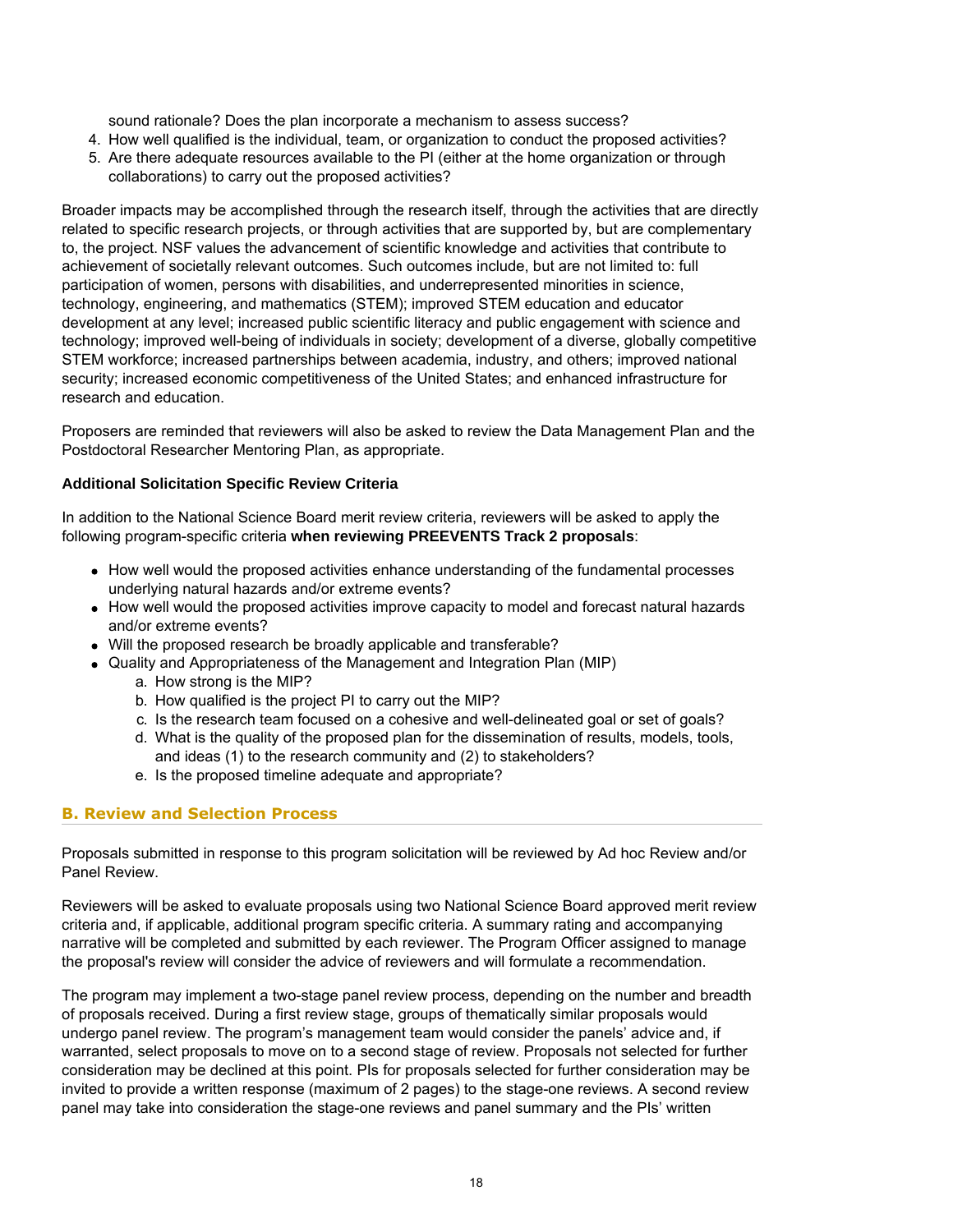sound rationale? Does the plan incorporate a mechanism to assess success?

4. How well qualified is the individual, team, or organization to conduct the proposed activities?
5. Are there adequate resources available to the PI (either at the home organization or through collaborations) to carry out the proposed activities?

Broader impacts may be accomplished through the research itself, through the activities that are directly related to specific research projects, or through activities that are supported by, but are complementary to, the project. NSF values the advancement of scientific knowledge and activities that contribute to achievement of societally relevant outcomes. Such outcomes include, but are not limited to: full participation of women, persons with disabilities, and underrepresented minorities in science, technology, engineering, and mathematics (STEM); improved STEM education and educator development at any level; increased public scientific literacy and public engagement with science and technology; improved well-being of individuals in society; development of a diverse, globally competitive STEM workforce; increased partnerships between academia, industry, and others; improved national security; increased economic competitiveness of the United States; and enhanced infrastructure for research and education.

Proposers are reminded that reviewers will also be asked to review the Data Management Plan and the Postdoctoral Researcher Mentoring Plan, as appropriate.

**Additional Solicitation Specific Review Criteria**

In addition to the National Science Board merit review criteria, reviewers will be asked to apply the following program-specific criteria **when reviewing PREEVENTS Track 2 proposals**:

- How well would the proposed activities enhance understanding of the fundamental processes underlying natural hazards and/or extreme events?
- How well would the proposed activities improve capacity to model and forecast natural hazards and/or extreme events?
- Will the proposed research be broadly applicable and transferable?
- Quality and Appropriateness of the Management and Integration Plan (MIP)
    a. How strong is the MIP?
    b. How qualified is the project PI to carry out the MIP?
    c. Is the research team focused on a cohesive and well-delineated goal or set of goals?
    d. What is the quality of the proposed plan for the dissemination of results, models, tools, and ideas (1) to the research community and (2) to stakeholders?
    e. Is the proposed timeline adequate and appropriate?

## B. Review and Selection Process

Proposals submitted in response to this program solicitation will be reviewed by Ad hoc Review and/or Panel Review.

Reviewers will be asked to evaluate proposals using two National Science Board approved merit review criteria and, if applicable, additional program specific criteria. A summary rating and accompanying narrative will be completed and submitted by each reviewer. The Program Officer assigned to manage the proposal's review will consider the advice of reviewers and will formulate a recommendation.

The program may implement a two-stage panel review process, depending on the number and breadth of proposals received. During a first review stage, groups of thematically similar proposals would undergo panel review. The program's management team would consider the panels' advice and, if warranted, select proposals to move on to a second stage of review. Proposals not selected for further consideration may be declined at this point. PIs for proposals selected for further consideration may be invited to provide a written response (maximum of 2 pages) to the stage-one reviews. A second review panel may take into consideration the stage-one reviews and panel summary and the PIs' written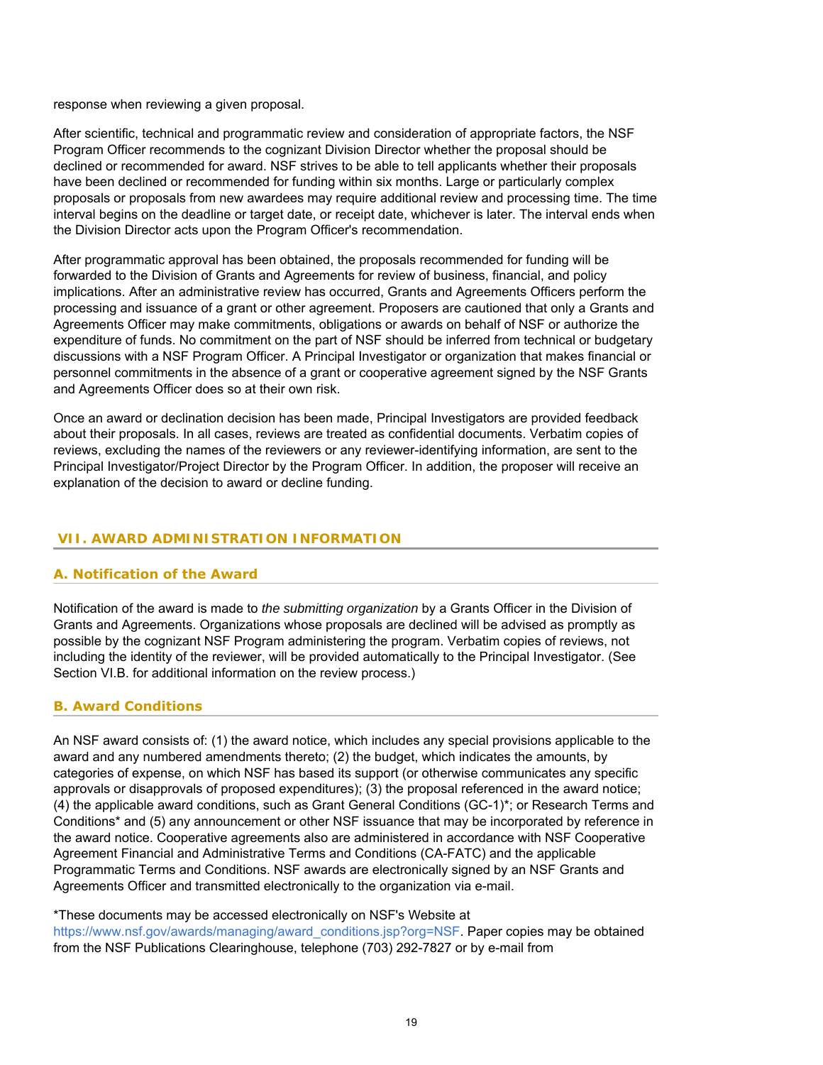response when reviewing a given proposal.

After scientific, technical and programmatic review and consideration of appropriate factors, the NSF Program Officer recommends to the cognizant Division Director whether the proposal should be declined or recommended for award. NSF strives to be able to tell applicants whether their proposals have been declined or recommended for funding within six months. Large or particularly complex proposals or proposals from new awardees may require additional review and processing time. The time interval begins on the deadline or target date, or receipt date, whichever is later. The interval ends when the Division Director acts upon the Program Officer's recommendation.

After programmatic approval has been obtained, the proposals recommended for funding will be forwarded to the Division of Grants and Agreements for review of business, financial, and policy implications. After an administrative review has occurred, Grants and Agreements Officers perform the processing and issuance of a grant or other agreement. Proposers are cautioned that only a Grants and Agreements Officer may make commitments, obligations or awards on behalf of NSF or authorize the expenditure of funds. No commitment on the part of NSF should be inferred from technical or budgetary discussions with a NSF Program Officer. A Principal Investigator or organization that makes financial or personnel commitments in the absence of a grant or cooperative agreement signed by the NSF Grants and Agreements Officer does so at their own risk.

Once an award or declination decision has been made, Principal Investigators are provided feedback about their proposals. In all cases, reviews are treated as confidential documents. Verbatim copies of reviews, excluding the names of the reviewers or any reviewer-identifying information, are sent to the Principal Investigator/Project Director by the Program Officer. In addition, the proposer will receive an explanation of the decision to award or decline funding.

## VII. AWARD ADMINISTRATION INFORMATION

### A. Notification of the Award

Notification of the award is made to *the submitting organization* by a Grants Officer in the Division of Grants and Agreements. Organizations whose proposals are declined will be advised as promptly as possible by the cognizant NSF Program administering the program. Verbatim copies of reviews, not including the identity of the reviewer, will be provided automatically to the Principal Investigator. (See Section VI.B. for additional information on the review process.)

### B. Award Conditions

An NSF award consists of: (1) the award notice, which includes any special provisions applicable to the award and any numbered amendments thereto; (2) the budget, which indicates the amounts, by categories of expense, on which NSF has based its support (or otherwise communicates any specific approvals or disapprovals of proposed expenditures); (3) the proposal referenced in the award notice; (4) the applicable award conditions, such as Grant General Conditions (GC-1)*; or Research Terms and Conditions* and (5) any announcement or other NSF issuance that may be incorporated by reference in the award notice. Cooperative agreements also are administered in accordance with NSF Cooperative Agreement Financial and Administrative Terms and Conditions (CA-FATC) and the applicable Programmatic Terms and Conditions. NSF awards are electronically signed by an NSF Grants and Agreements Officer and transmitted electronically to the organization via e-mail.

*These documents may be accessed electronically on NSF's Website at https://www.nsf.gov/awards/managing/award_conditions.jsp?org=NSF. Paper copies may be obtained from the NSF Publications Clearinghouse, telephone (703) 292-7827 or by e-mail from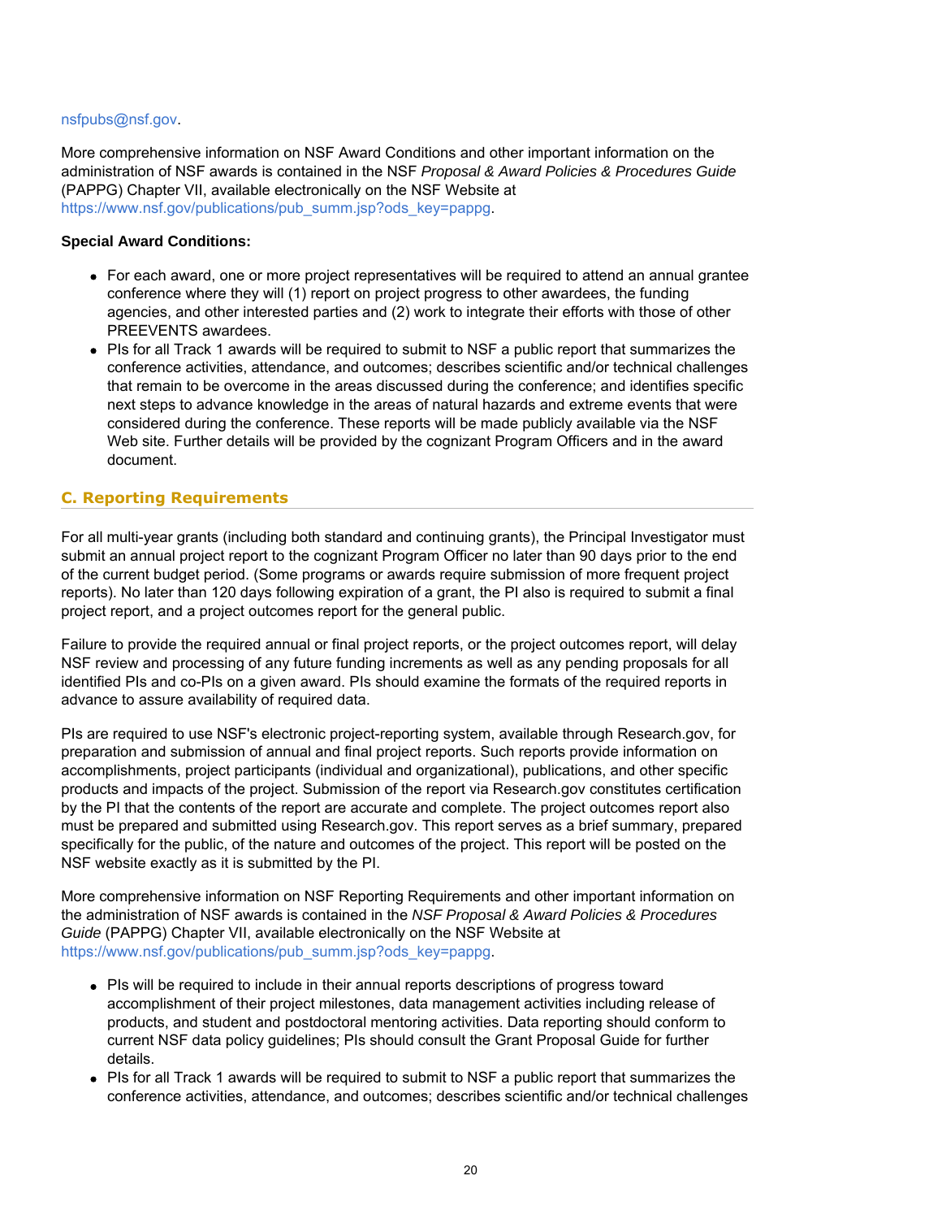nsfpubs@nsf.gov.

More comprehensive information on NSF Award Conditions and other important information on the administration of NSF awards is contained in the NSF *Proposal & Award Policies & Procedures Guide* (PAPPG) Chapter VII, available electronically on the NSF Website at https://www.nsf.gov/publications/pub_summ.jsp?ods_key=pappg.

**Special Award Conditions:**

- For each award, one or more project representatives will be required to attend an annual grantee conference where they will (1) report on project progress to other awardees, the funding agencies, and other interested parties and (2) work to integrate their efforts with those of other PREEVENTS awardees.
- PIs for all Track 1 awards will be required to submit to NSF a public report that summarizes the conference activities, attendance, and outcomes; describes scientific and/or technical challenges that remain to be overcome in the areas discussed during the conference; and identifies specific next steps to advance knowledge in the areas of natural hazards and extreme events that were considered during the conference. These reports will be made publicly available via the NSF Web site. Further details will be provided by the cognizant Program Officers and in the award document.

## C. Reporting Requirements

For all multi-year grants (including both standard and continuing grants), the Principal Investigator must submit an annual project report to the cognizant Program Officer no later than 90 days prior to the end of the current budget period. (Some programs or awards require submission of more frequent project reports). No later than 120 days following expiration of a grant, the PI also is required to submit a final project report, and a project outcomes report for the general public.

Failure to provide the required annual or final project reports, or the project outcomes report, will delay NSF review and processing of any future funding increments as well as any pending proposals for all identified PIs and co-PIs on a given award. PIs should examine the formats of the required reports in advance to assure availability of required data.

PIs are required to use NSF's electronic project-reporting system, available through Research.gov, for preparation and submission of annual and final project reports. Such reports provide information on accomplishments, project participants (individual and organizational), publications, and other specific products and impacts of the project. Submission of the report via Research.gov constitutes certification by the PI that the contents of the report are accurate and complete. The project outcomes report also must be prepared and submitted using Research.gov. This report serves as a brief summary, prepared specifically for the public, of the nature and outcomes of the project. This report will be posted on the NSF website exactly as it is submitted by the PI.

More comprehensive information on NSF Reporting Requirements and other important information on the administration of NSF awards is contained in the *NSF Proposal & Award Policies & Procedures Guide* (PAPPG) Chapter VII, available electronically on the NSF Website at https://www.nsf.gov/publications/pub_summ.jsp?ods_key=pappg.

- PIs will be required to include in their annual reports descriptions of progress toward accomplishment of their project milestones, data management activities including release of products, and student and postdoctoral mentoring activities. Data reporting should conform to current NSF data policy guidelines; PIs should consult the Grant Proposal Guide for further details.
- PIs for all Track 1 awards will be required to submit to NSF a public report that summarizes the conference activities, attendance, and outcomes; describes scientific and/or technical challenges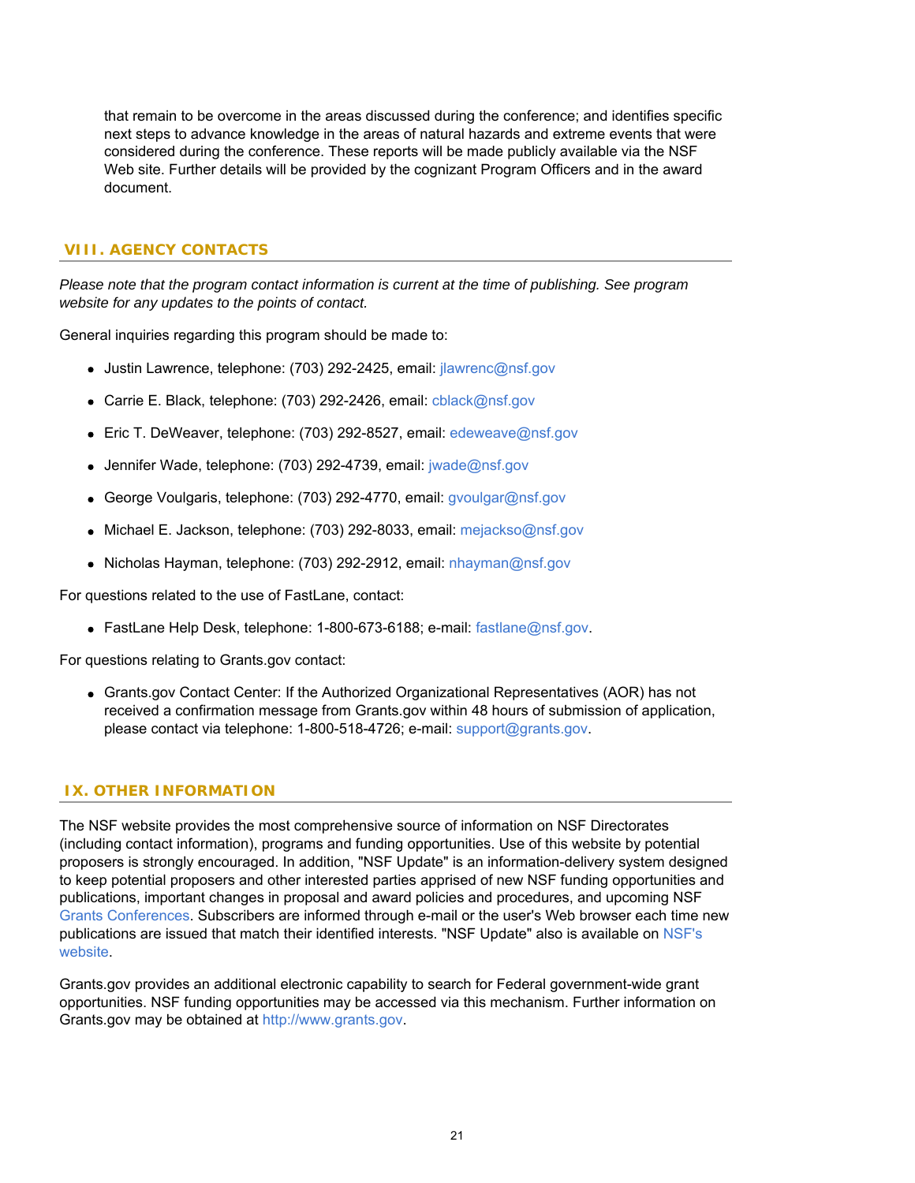that remain to be overcome in the areas discussed during the conference; and identifies specific next steps to advance knowledge in the areas of natural hazards and extreme events that were considered during the conference. These reports will be made publicly available via the NSF Web site. Further details will be provided by the cognizant Program Officers and in the award document.

## VIII. AGENCY CONTACTS

*Please note that the program contact information is current at the time of publishing. See program website for any updates to the points of contact.*

General inquiries regarding this program should be made to:

- Justin Lawrence, telephone: (703) 292-2425, email: jlawrenc@nsf.gov
- Carrie E. Black, telephone: (703) 292-2426, email: cblack@nsf.gov
- Eric T. DeWeaver, telephone: (703) 292-8527, email: edeweave@nsf.gov
- Jennifer Wade, telephone: (703) 292-4739, email: jwade@nsf.gov
- George Voulgaris, telephone: (703) 292-4770, email: gvoulgar@nsf.gov
- Michael E. Jackson, telephone: (703) 292-8033, email: mejackso@nsf.gov
- Nicholas Hayman, telephone: (703) 292-2912, email: nhayman@nsf.gov

For questions related to the use of FastLane, contact:

- FastLane Help Desk, telephone: 1-800-673-6188; e-mail: fastlane@nsf.gov.

For questions relating to Grants.gov contact:

- Grants.gov Contact Center: If the Authorized Organizational Representatives (AOR) has not received a confirmation message from Grants.gov within 48 hours of submission of application, please contact via telephone: 1-800-518-4726; e-mail: support@grants.gov.

## IX. OTHER INFORMATION

The NSF website provides the most comprehensive source of information on NSF Directorates (including contact information), programs and funding opportunities. Use of this website by potential proposers is strongly encouraged. In addition, "NSF Update" is an information-delivery system designed to keep potential proposers and other interested parties apprised of new NSF funding opportunities and publications, important changes in proposal and award policies and procedures, and upcoming NSF Grants Conferences. Subscribers are informed through e-mail or the user's Web browser each time new publications are issued that match their identified interests. "NSF Update" also is available on NSF's website.

Grants.gov provides an additional electronic capability to search for Federal government-wide grant opportunities. NSF funding opportunities may be accessed via this mechanism. Further information on Grants.gov may be obtained at http://www.grants.gov.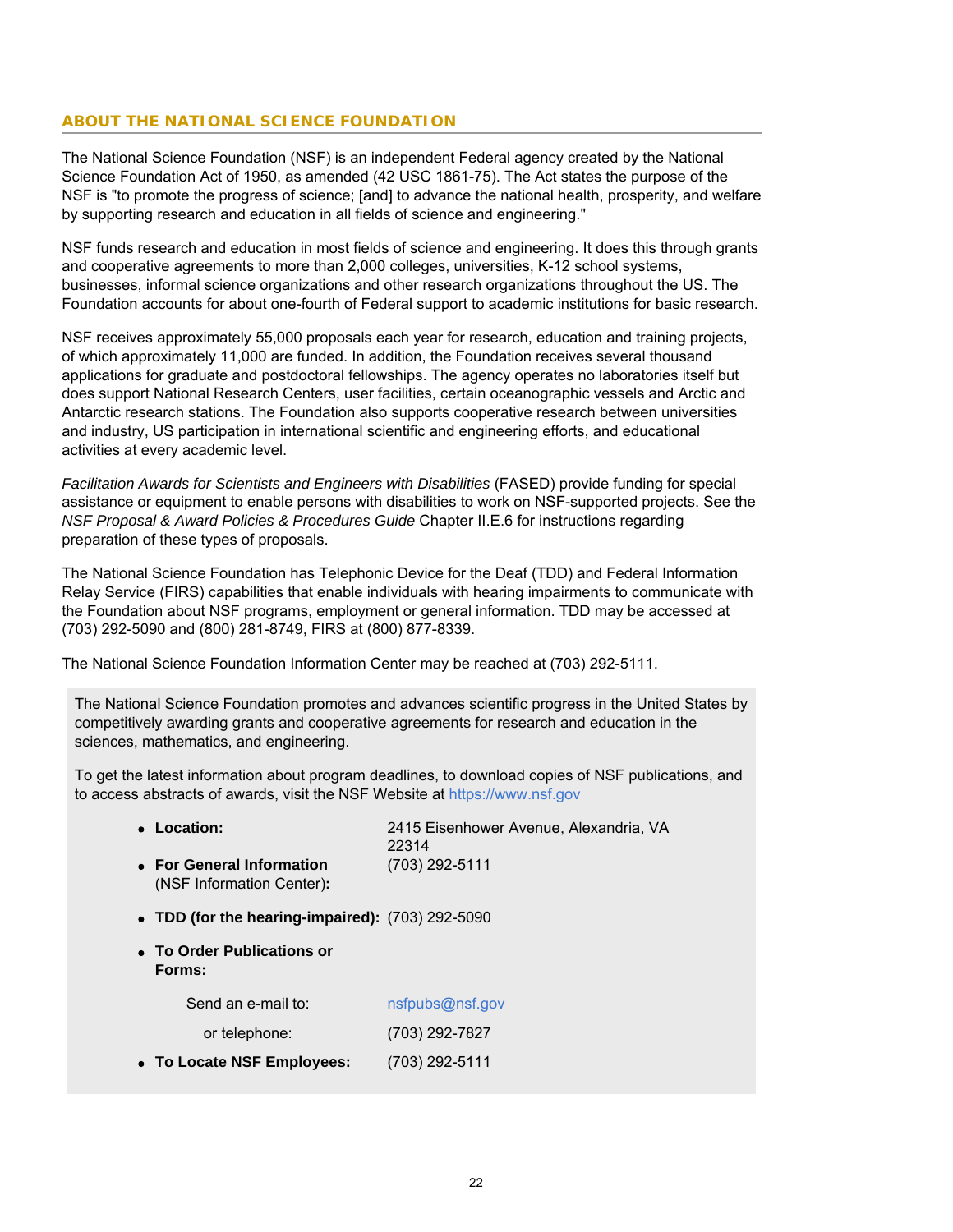## ABOUT THE NATIONAL SCIENCE FOUNDATION

The National Science Foundation (NSF) is an independent Federal agency created by the National Science Foundation Act of 1950, as amended (42 USC 1861-75). The Act states the purpose of the NSF is "to promote the progress of science; [and] to advance the national health, prosperity, and welfare by supporting research and education in all fields of science and engineering."

NSF funds research and education in most fields of science and engineering. It does this through grants and cooperative agreements to more than 2,000 colleges, universities, K-12 school systems, businesses, informal science organizations and other research organizations throughout the US. The Foundation accounts for about one-fourth of Federal support to academic institutions for basic research.

NSF receives approximately 55,000 proposals each year for research, education and training projects, of which approximately 11,000 are funded. In addition, the Foundation receives several thousand applications for graduate and postdoctoral fellowships. The agency operates no laboratories itself but does support National Research Centers, user facilities, certain oceanographic vessels and Arctic and Antarctic research stations. The Foundation also supports cooperative research between universities and industry, US participation in international scientific and engineering efforts, and educational activities at every academic level.

*Facilitation Awards for Scientists and Engineers with Disabilities* (FASED) provide funding for special assistance or equipment to enable persons with disabilities to work on NSF-supported projects. See the *NSF Proposal & Award Policies & Procedures Guide* Chapter II.E.6 for instructions regarding preparation of these types of proposals.

The National Science Foundation has Telephonic Device for the Deaf (TDD) and Federal Information Relay Service (FIRS) capabilities that enable individuals with hearing impairments to communicate with the Foundation about NSF programs, employment or general information. TDD may be accessed at (703) 292-5090 and (800) 281-8749, FIRS at (800) 877-8339.

The National Science Foundation Information Center may be reached at (703) 292-5111.

The National Science Foundation promotes and advances scientific progress in the United States by competitively awarding grants and cooperative agreements for research and education in the sciences, mathematics, and engineering.

To get the latest information about program deadlines, to download copies of NSF publications, and to access abstracts of awards, visit the NSF Website at https://www.nsf.gov

- **Location:** 2415 Eisenhower Avenue, Alexandria, VA 22314
- **For General Information** (NSF Information Center)**:** (703) 292-5111
- **TDD (for the hearing-impaired):** (703) 292-5090
- **To Order Publications or Forms:**
  - Send an e-mail to: nsfpubs@nsf.gov
  - or telephone: (703) 292-7827
- **To Locate NSF Employees:** (703) 292-5111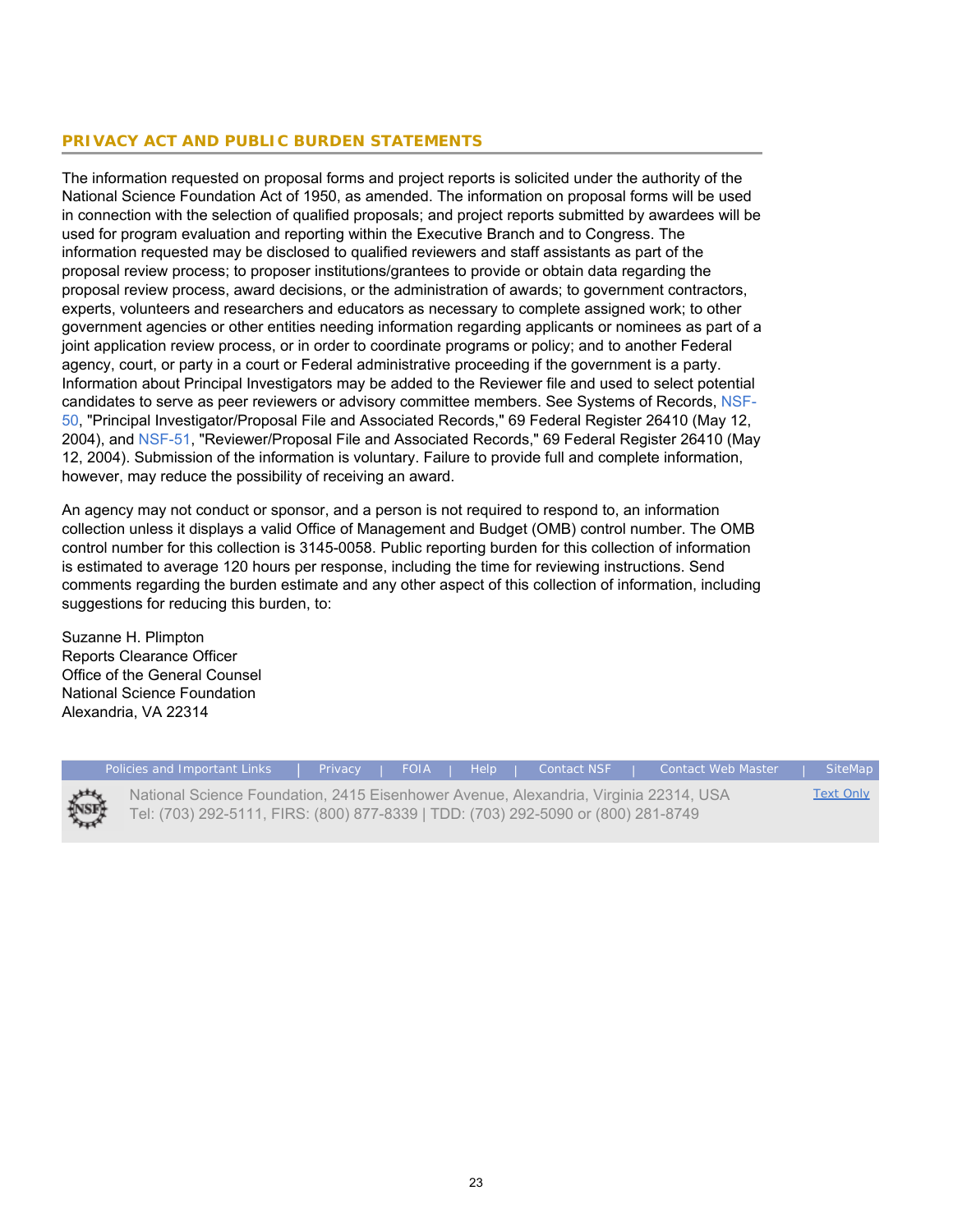## PRIVACY ACT AND PUBLIC BURDEN STATEMENTS

The information requested on proposal forms and project reports is solicited under the authority of the National Science Foundation Act of 1950, as amended. The information on proposal forms will be used in connection with the selection of qualified proposals; and project reports submitted by awardees will be used for program evaluation and reporting within the Executive Branch and to Congress. The information requested may be disclosed to qualified reviewers and staff assistants as part of the proposal review process; to proposer institutions/grantees to provide or obtain data regarding the proposal review process, award decisions, or the administration of awards; to government contractors, experts, volunteers and researchers and educators as necessary to complete assigned work; to other government agencies or other entities needing information regarding applicants or nominees as part of a joint application review process, or in order to coordinate programs or policy; and to another Federal agency, court, or party in a court or Federal administrative proceeding if the government is a party. Information about Principal Investigators may be added to the Reviewer file and used to select potential candidates to serve as peer reviewers or advisory committee members. See Systems of Records, NSF-50, "Principal Investigator/Proposal File and Associated Records," 69 Federal Register 26410 (May 12, 2004), and NSF-51, "Reviewer/Proposal File and Associated Records," 69 Federal Register 26410 (May 12, 2004). Submission of the information is voluntary. Failure to provide full and complete information, however, may reduce the possibility of receiving an award.

An agency may not conduct or sponsor, and a person is not required to respond to, an information collection unless it displays a valid Office of Management and Budget (OMB) control number. The OMB control number for this collection is 3145-0058. Public reporting burden for this collection of information is estimated to average 120 hours per response, including the time for reviewing instructions. Send comments regarding the burden estimate and any other aspect of this collection of information, including suggestions for reducing this burden, to:

Suzanne H. Plimpton
Reports Clearance Officer
Office of the General Counsel
National Science Foundation
Alexandria, VA 22314

Policies and Important Links | Privacy | FOIA | Help | Contact NSF | Contact Web Master | SiteMap

National Science Foundation, 2415 Eisenhower Avenue, Alexandria, Virginia 22314, USA
Tel: (703) 292-5111, FIRS: (800) 877-8339 | TDD: (703) 292-5090 or (800) 281-8749

Text Only